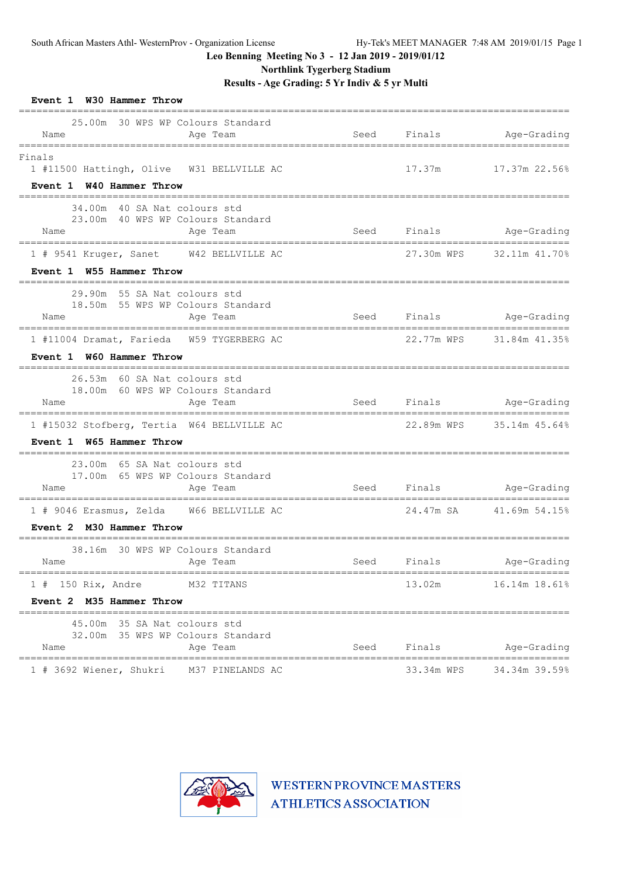South African Masters Athl- WesternProv - Organization License &nbsp;&nbsp;&nbsp; Hy-Tek's MEET MANAGER 7:48 AM 2019/01/15

# Leo Benning Meeting No 3 - 12 Jan 2019 - 2019/01/12

## Northlink Tygerberg Stadium

## Results - Age Grading: 5 Yr Indiv & 5 yr Multi

### Event 1 W30 Hammer Throw

25.00m 30 WPS WP Colours Standard

| Name | Age | Team | Seed | Finals | Age-Grading |
|---|---|---|---|---|---|
| **Finals** | | | | | |
| 1 #11500 Hattingh, Olive | W31 | BELLVILLE AC | | 17.37m | 17.37m 22.56% |

### Event 1 W40 Hammer Throw

34.00m 40 SA Nat colours std
23.00m 40 WPS WP Colours Standard

| Name | Age | Team | Seed | Finals | Age-Grading |
|---|---|---|---|---|---|
| 1 # 9541 Kruger, Sanet | W42 | BELLVILLE AC | | 27.30m WPS | 32.11m 41.70% |

### Event 1 W55 Hammer Throw

29.90m 55 SA Nat colours std
18.50m 55 WPS WP Colours Standard

| Name | Age | Team | Seed | Finals | Age-Grading |
|---|---|---|---|---|---|
| 1 #11004 Dramat, Farieda | W59 | TYGERBERG AC | | 22.77m WPS | 31.84m 41.35% |

### Event 1 W60 Hammer Throw

26.53m 60 SA Nat colours std
18.00m 60 WPS WP Colours Standard

| Name | Age | Team | Seed | Finals | Age-Grading |
|---|---|---|---|---|---|
| 1 #15032 Stofberg, Tertia | W64 | BELLVILLE AC | | 22.89m WPS | 35.14m 45.64% |

### Event 1 W65 Hammer Throw

23.00m 65 SA Nat colours std
17.00m 65 WPS WP Colours Standard

| Name | Age | Team | Seed | Finals | Age-Grading |
|---|---|---|---|---|---|
| 1 # 9046 Erasmus, Zelda | W66 | BELLVILLE AC | | 24.47m SA | 41.69m 54.15% |

### Event 2 M30 Hammer Throw

38.16m 30 WPS WP Colours Standard

| Name | Age | Team | Seed | Finals | Age-Grading |
|---|---|---|---|---|---|
| 1 # 150 Rix, Andre | M32 | TITANS | | 13.02m | 16.14m 18.61% |

### Event 2 M35 Hammer Throw

45.00m 35 SA Nat colours std
32.00m 35 WPS WP Colours Standard

| Name | Age | Team | Seed | Finals | Age-Grading |
|---|---|---|---|---|---|
| 1 # 3692 Wiener, Shukri | M37 | PINELANDS AC | | 33.34m WPS | 34.34m 39.59% |

WESTERN PROVINCE MASTERS ATHLETICS ASSOCIATION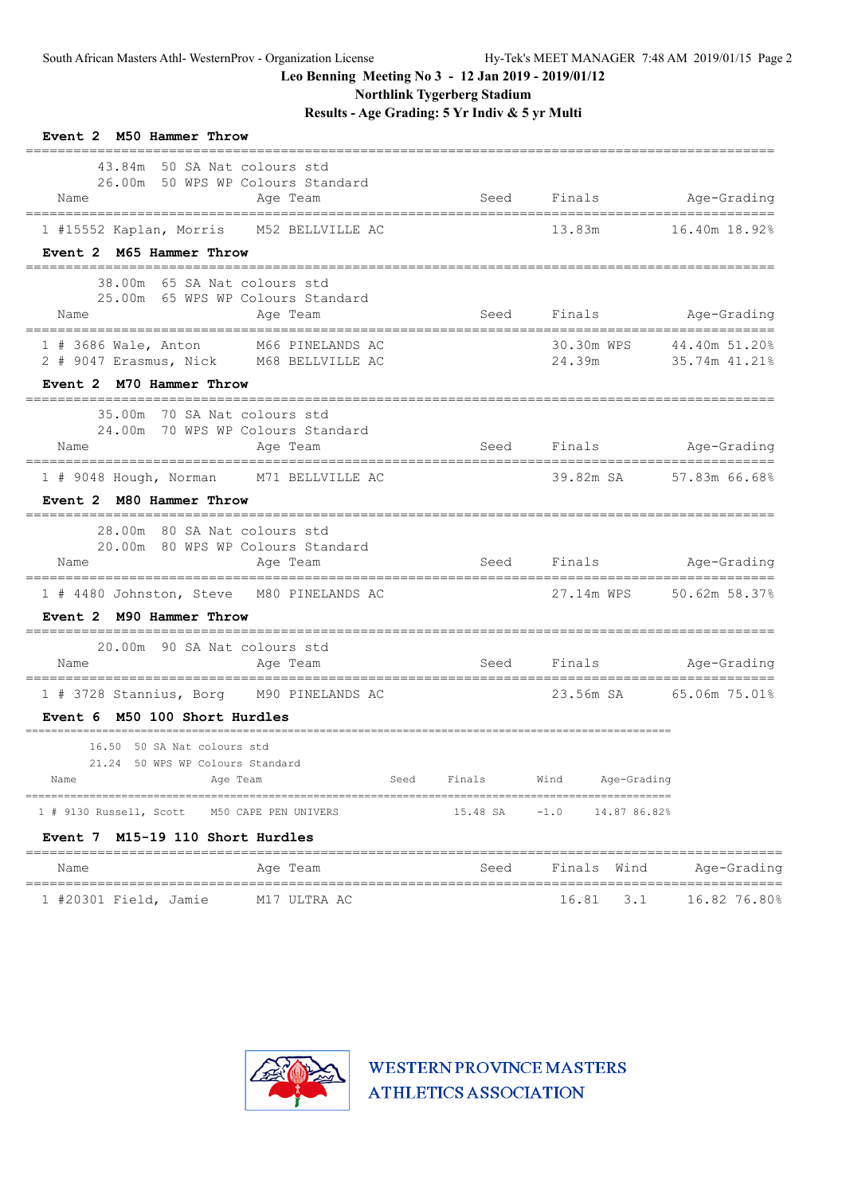Leo Benning Meeting No 3 - 12 Jan 2019 - 2019/01/12
Northlink Tygerberg Stadium
Results - Age Grading: 5 Yr Indiv & 5 yr Multi

**Event 2 M50 Hammer Throw**

43.84m 50 SA Nat colours std
26.00m 50 WPS WP Colours Standard

| | Name | Age | Team | Seed | Finals | Age-Grading |
|---|---|---|---|---|---|---|
| 1 | #15552 Kaplan, Morris | M52 | BELLVILLE AC | | 13.83m | 16.40m 18.92% |

**Event 2 M65 Hammer Throw**

38.00m 65 SA Nat colours std
25.00m 65 WPS WP Colours Standard

| | Name | Age | Team | Seed | Finals | Age-Grading |
|---|---|---|---|---|---|---|
| 1 | # 3686 Wale, Anton | M66 | PINELANDS AC | | 30.30m WPS | 44.40m 51.20% |
| 2 | # 9047 Erasmus, Nick | M68 | BELLVILLE AC | | 24.39m | 35.74m 41.21% |

**Event 2 M70 Hammer Throw**

35.00m 70 SA Nat colours std
24.00m 70 WPS WP Colours Standard

| | Name | Age | Team | Seed | Finals | Age-Grading |
|---|---|---|---|---|---|---|
| 1 | # 9048 Hough, Norman | M71 | BELLVILLE AC | | 39.82m SA | 57.83m 66.68% |

**Event 2 M80 Hammer Throw**

28.00m 80 SA Nat colours std
20.00m 80 WPS WP Colours Standard

| | Name | Age | Team | Seed | Finals | Age-Grading |
|---|---|---|---|---|---|---|
| 1 | # 4480 Johnston, Steve | M80 | PINELANDS AC | | 27.14m WPS | 50.62m 58.37% |

**Event 2 M90 Hammer Throw**

20.00m 90 SA Nat colours std

| | Name | Age | Team | Seed | Finals | Age-Grading |
|---|---|---|---|---|---|---|
| 1 | # 3728 Stannius, Borg | M90 | PINELANDS AC | | 23.56m SA | 65.06m 75.01% |

**Event 6 M50 100 Short Hurdles**

16.50 50 SA Nat colours std
21.24 50 WPS WP Colours Standard

| | Name | Age | Team | Seed | Finals | Wind | Age-Grading |
|---|---|---|---|---|---|---|---|
| 1 | # 9130 Russell, Scott | M50 | CAPE PEN UNIVERS | | 15.48 SA | -1.0 | 14.87 86.82% |

**Event 7 M15-19 110 Short Hurdles**

| | Name | Age | Team | Seed | Finals | Wind | Age-Grading |
|---|---|---|---|---|---|---|---|
| 1 | #20301 Field, Jamie | M17 | ULTRA AC | | 16.81 | 3.1 | 16.82 76.80% |

WESTERN PROVINCE MASTERS ATHLETICS ASSOCIATION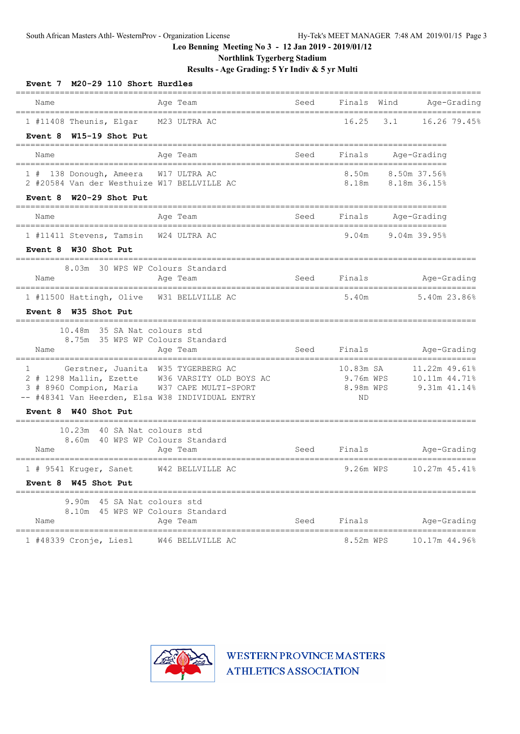South African Masters Athl- WesternProv - Organization License

**Leo Benning Meeting No 3 - 12 Jan 2019 - 2019/01/12**

**Northlink Tygerberg Stadium**

**Results - Age Grading: 5 Yr Indiv & 5 yr Multi**

### Event 7 M20-29 110 Short Hurdles

| Place | Name | Age | Team | Seed | Finals | Wind | Age-Grading |
|---|---|---|---|---|---|---|---|
| 1 | #11408 Theunis, Elgar | M23 | ULTRA AC | | 16.25 | 3.1 | 16.26 79.45% |

### Event 8 W15-19 Shot Put

| Place | Name | Age | Team | Seed | Finals | Age-Grading |
|---|---|---|---|---|---|---|
| 1 | # 138 Donough, Ameera | W17 | ULTRA AC | | 8.50m | 8.50m 37.56% |
| 2 | #20584 Van der Westhuize | W17 | BELLVILLE AC | | 8.18m | 8.18m 36.15% |

### Event 8 W20-29 Shot Put

| Place | Name | Age | Team | Seed | Finals | Age-Grading |
|---|---|---|---|---|---|---|
| 1 | #11411 Stevens, Tamsin | W24 | ULTRA AC | | 9.04m | 9.04m 39.95% |

### Event 8 W30 Shot Put

8.03m 30 WPS WP Colours Standard

| Place | Name | Age | Team | Seed | Finals | Age-Grading |
|---|---|---|---|---|---|---|
| 1 | #11500 Hattingh, Olive | W31 | BELLVILLE AC | | 5.40m | 5.40m 23.86% |

### Event 8 W35 Shot Put

10.48m 35 SA Nat colours std
8.75m 35 WPS WP Colours Standard

| Place | Name | Age | Team | Seed | Finals | Age-Grading |
|---|---|---|---|---|---|---|
| 1 | Gerstner, Juanita | W35 | TYGERBERG AC | | 10.83m SA | 11.22m 49.61% |
| 2 | # 1298 Mallin, Ezette | W36 | VARSITY OLD BOYS AC | | 9.76m WPS | 10.11m 44.71% |
| 3 | # 8960 Compion, Maria | W37 | CAPE MULTI-SPORT | | 8.98m WPS | 9.31m 41.14% |
| -- | #48341 Van Heerden, Elsa | W38 | INDIVIDUAL ENTRY | | ND | |

### Event 8 W40 Shot Put

10.23m 40 SA Nat colours std
8.60m 40 WPS WP Colours Standard

| Place | Name | Age | Team | Seed | Finals | Age-Grading |
|---|---|---|---|---|---|---|
| 1 | # 9541 Kruger, Sanet | W42 | BELLVILLE AC | | 9.26m WPS | 10.27m 45.41% |

### Event 8 W45 Shot Put

9.90m 45 SA Nat colours std
8.10m 45 WPS WP Colours Standard

| Place | Name | Age | Team | Seed | Finals | Age-Grading |
|---|---|---|---|---|---|---|
| 1 | #48339 Cronje, Liesl | W46 | BELLVILLE AC | | 8.52m WPS | 10.17m 44.96% |

WESTERN PROVINCE MASTERS ATHLETICS ASSOCIATION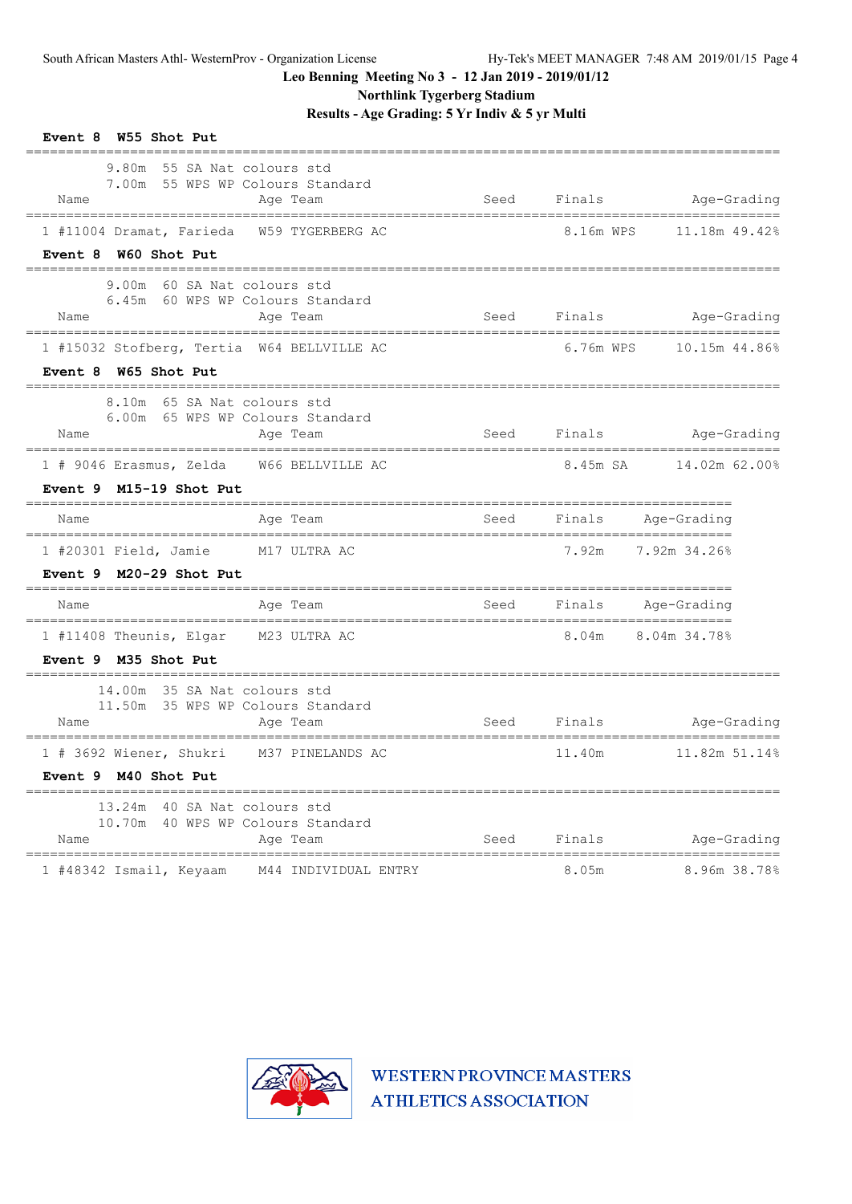## Leo Benning Meeting No 3 - 12 Jan 2019 - 2019/01/12

**Northlink Tygerberg Stadium**

**Results - Age Grading: 5 Yr Indiv & 5 yr Multi**

### Event 8 W55 Shot Put

9.80m 55 SA Nat colours std
7.00m 55 WPS WP Colours Standard

| Place | Name | Age | Team | Seed | Finals | | Age-Grading |
|---|---|---|---|---|---|---|---|
| 1 | #11004 Dramat, Farieda | W59 | TYGERBERG AC | | 8.16m | WPS | 11.18m 49.42% |

### Event 8 W60 Shot Put

9.00m 60 SA Nat colours std
6.45m 60 WPS WP Colours Standard

| Place | Name | Age | Team | Seed | Finals | | Age-Grading |
|---|---|---|---|---|---|---|---|
| 1 | #15032 Stofberg, Tertia | W64 | BELLVILLE AC | | 6.76m | WPS | 10.15m 44.86% |

### Event 8 W65 Shot Put

8.10m 65 SA Nat colours std
6.00m 65 WPS WP Colours Standard

| Place | Name | Age | Team | Seed | Finals | | Age-Grading |
|---|---|---|---|---|---|---|---|
| 1 | # 9046 Erasmus, Zelda | W66 | BELLVILLE AC | | 8.45m | SA | 14.02m 62.00% |

### Event 9 M15-19 Shot Put

| Place | Name | Age | Team | Seed | Finals | Age-Grading |
|---|---|---|---|---|---|---|
| 1 | #20301 Field, Jamie | M17 | ULTRA AC | | 7.92m | 7.92m 34.26% |

### Event 9 M20-29 Shot Put

| Place | Name | Age | Team | Seed | Finals | Age-Grading |
|---|---|---|---|---|---|---|
| 1 | #11408 Theunis, Elgar | M23 | ULTRA AC | | 8.04m | 8.04m 34.78% |

### Event 9 M35 Shot Put

14.00m 35 SA Nat colours std
11.50m 35 WPS WP Colours Standard

| Place | Name | Age | Team | Seed | Finals | Age-Grading |
|---|---|---|---|---|---|---|
| 1 | # 3692 Wiener, Shukri | M37 | PINELANDS AC | | 11.40m | 11.82m 51.14% |

### Event 9 M40 Shot Put

13.24m 40 SA Nat colours std
10.70m 40 WPS WP Colours Standard

| Place | Name | Age | Team | Seed | Finals | Age-Grading |
|---|---|---|---|---|---|---|
| 1 | #48342 Ismail, Keyaam | M44 | INDIVIDUAL ENTRY | | 8.05m | 8.96m 38.78% |

WESTERN PROVINCE MASTERS ATHLETICS ASSOCIATION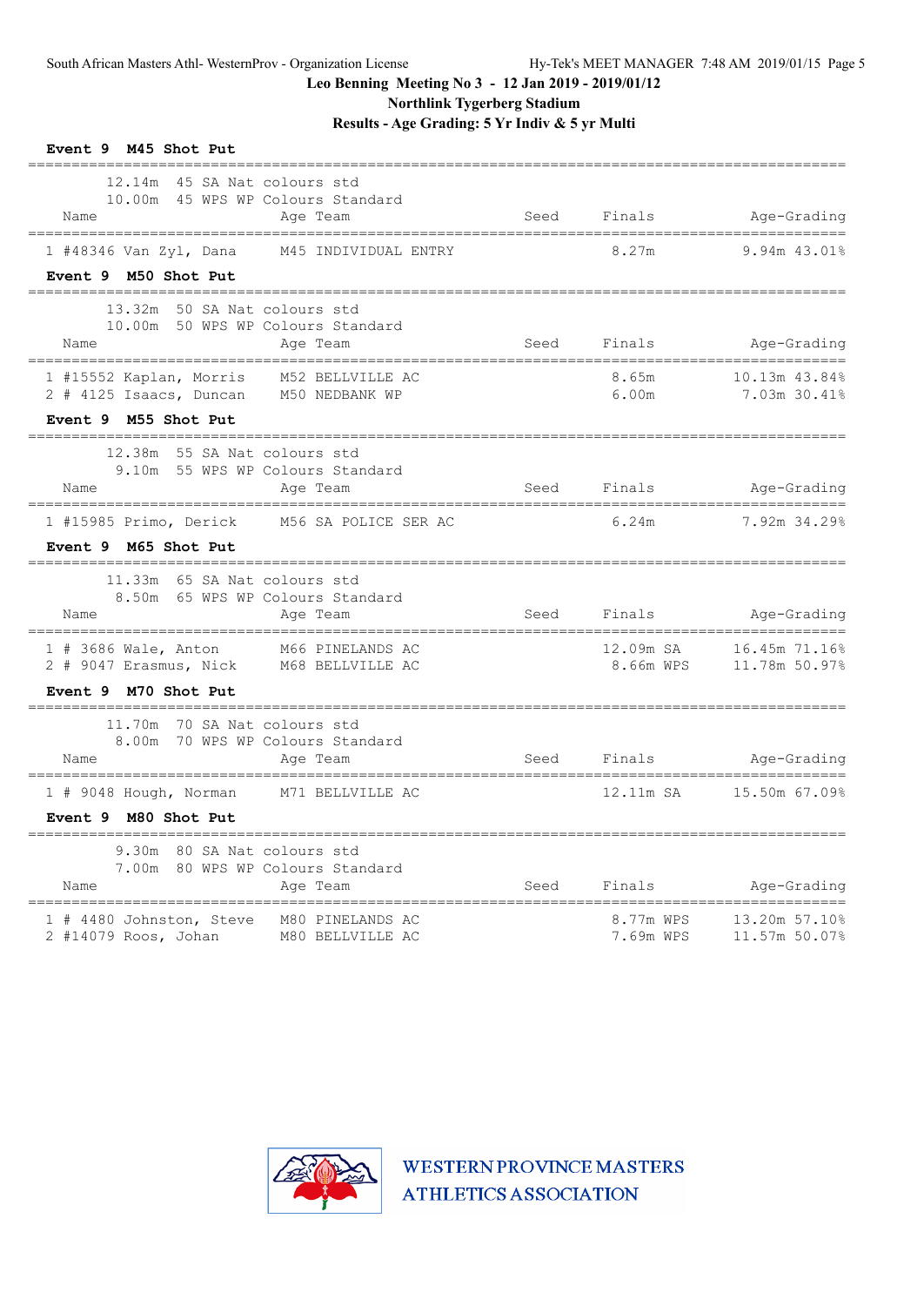# Leo Benning Meeting No 3 - 12 Jan 2019 - 2019/01/12

## Northlink Tygerberg Stadium

## Results - Age Grading: 5 Yr Indiv & 5 yr Multi

### Event 9 M45 Shot Put

12.14m 45 SA Nat colours std
10.00m 45 WPS WP Colours Standard

| | Name | Age | Team | Seed | Finals | Age-Grading |
|---|---|---|---|---|---|---|
| 1 | #48346 Van Zyl, Dana | M45 | INDIVIDUAL ENTRY | | 8.27m | 9.94m 43.01% |

### Event 9 M50 Shot Put

13.32m 50 SA Nat colours std
10.00m 50 WPS WP Colours Standard

| | Name | Age | Team | Seed | Finals | Age-Grading |
|---|---|---|---|---|---|---|
| 1 | #15552 Kaplan, Morris | M52 | BELLVILLE AC | | 8.65m | 10.13m 43.84% |
| 2 | # 4125 Isaacs, Duncan | M50 | NEDBANK WP | | 6.00m | 7.03m 30.41% |

### Event 9 M55 Shot Put

12.38m 55 SA Nat colours std
9.10m 55 WPS WP Colours Standard

| | Name | Age | Team | Seed | Finals | Age-Grading |
|---|---|---|---|---|---|---|
| 1 | #15985 Primo, Derick | M56 | SA POLICE SER AC | | 6.24m | 7.92m 34.29% |

### Event 9 M65 Shot Put

11.33m 65 SA Nat colours std
8.50m 65 WPS WP Colours Standard

| | Name | Age | Team | Seed | Finals | Age-Grading |
|---|---|---|---|---|---|---|
| 1 | # 3686 Wale, Anton | M66 | PINELANDS AC | | 12.09m SA | 16.45m 71.16% |
| 2 | # 9047 Erasmus, Nick | M68 | BELLVILLE AC | | 8.66m WPS | 11.78m 50.97% |

### Event 9 M70 Shot Put

11.70m 70 SA Nat colours std
8.00m 70 WPS WP Colours Standard

| | Name | Age | Team | Seed | Finals | Age-Grading |
|---|---|---|---|---|---|---|
| 1 | # 9048 Hough, Norman | M71 | BELLVILLE AC | | 12.11m SA | 15.50m 67.09% |

### Event 9 M80 Shot Put

9.30m 80 SA Nat colours std
7.00m 80 WPS WP Colours Standard

| | Name | Age | Team | Seed | Finals | Age-Grading |
|---|---|---|---|---|---|---|
| 1 | # 4480 Johnston, Steve | M80 | PINELANDS AC | | 8.77m WPS | 13.20m 57.10% |
| 2 | #14079 Roos, Johan | M80 | BELLVILLE AC | | 7.69m WPS | 11.57m 50.07% |

WESTERN PROVINCE MASTERS ATHLETICS ASSOCIATION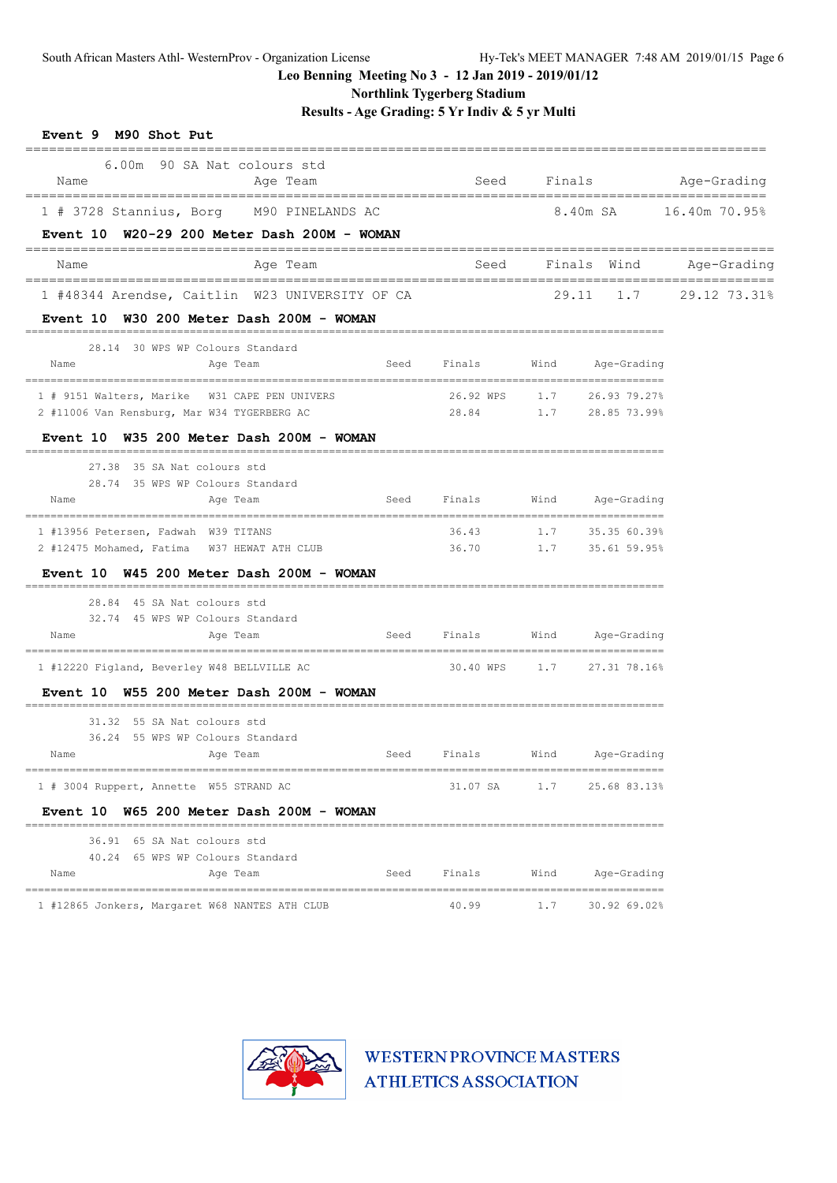Leo Benning Meeting No 3 - 12 Jan 2019 - 2019/01/12

Northlink Tygerberg Stadium

Results - Age Grading: 5 Yr Indiv & 5 yr Multi

### Event 9 M90 Shot Put

6.00m 90 SA Nat colours std

| Name | Age Team | Seed | Finals | Age-Grading |
|---|---|---|---|---|
| 1 # 3728 Stannius, Borg | M90 PINELANDS AC | | 8.40m SA | 16.40m 70.95% |

### Event 10 W20-29 200 Meter Dash 200M - WOMAN

| Name | Age Team | Seed | Finals | Wind | Age-Grading |
|---|---|---|---|---|---|
| 1 #48344 Arendse, Caitlin | W23 UNIVERSITY OF CA | | 29.11 | 1.7 | 29.12 73.31% |

### Event 10 W30 200 Meter Dash 200M - WOMAN

28.14 30 WPS WP Colours Standard

| Name | Age Team | Seed | Finals | Wind | Age-Grading |
|---|---|---|---|---|---|
| 1 # 9151 Walters, Marike | W31 CAPE PEN UNIVERS | | 26.92 WPS | 1.7 | 26.93 79.27% |
| 2 #11006 Van Rensburg, Mar | W34 TYGERBERG AC | | 28.84 | 1.7 | 28.85 73.99% |

### Event 10 W35 200 Meter Dash 200M - WOMAN

27.38 35 SA Nat colours std
28.74 35 WPS WP Colours Standard

| Name | Age Team | Seed | Finals | Wind | Age-Grading |
|---|---|---|---|---|---|
| 1 #13956 Petersen, Fadwah | W39 TITANS | | 36.43 | 1.7 | 35.35 60.39% |
| 2 #12475 Mohamed, Fatima | W37 HEWAT ATH CLUB | | 36.70 | 1.7 | 35.61 59.95% |

### Event 10 W45 200 Meter Dash 200M - WOMAN

28.84 45 SA Nat colours std
32.74 45 WPS WP Colours Standard

| Name | Age Team | Seed | Finals | Wind | Age-Grading |
|---|---|---|---|---|---|
| 1 #12220 Figland, Beverley | W48 BELLVILLE AC | | 30.40 WPS | 1.7 | 27.31 78.16% |

### Event 10 W55 200 Meter Dash 200M - WOMAN

31.32 55 SA Nat colours std
36.24 55 WPS WP Colours Standard

| Name | Age Team | Seed | Finals | Wind | Age-Grading |
|---|---|---|---|---|---|
| 1 # 3004 Ruppert, Annette | W55 STRAND AC | | 31.07 SA | 1.7 | 25.68 83.13% |

### Event 10 W65 200 Meter Dash 200M - WOMAN

36.91 65 SA Nat colours std
40.24 65 WPS WP Colours Standard

| Name | Age Team | Seed | Finals | Wind | Age-Grading |
|---|---|---|---|---|---|
| 1 #12865 Jonkers, Margaret | W68 NANTES ATH CLUB | | 40.99 | 1.7 | 30.92 69.02% |

WESTERN PROVINCE MASTERS ATHLETICS ASSOCIATION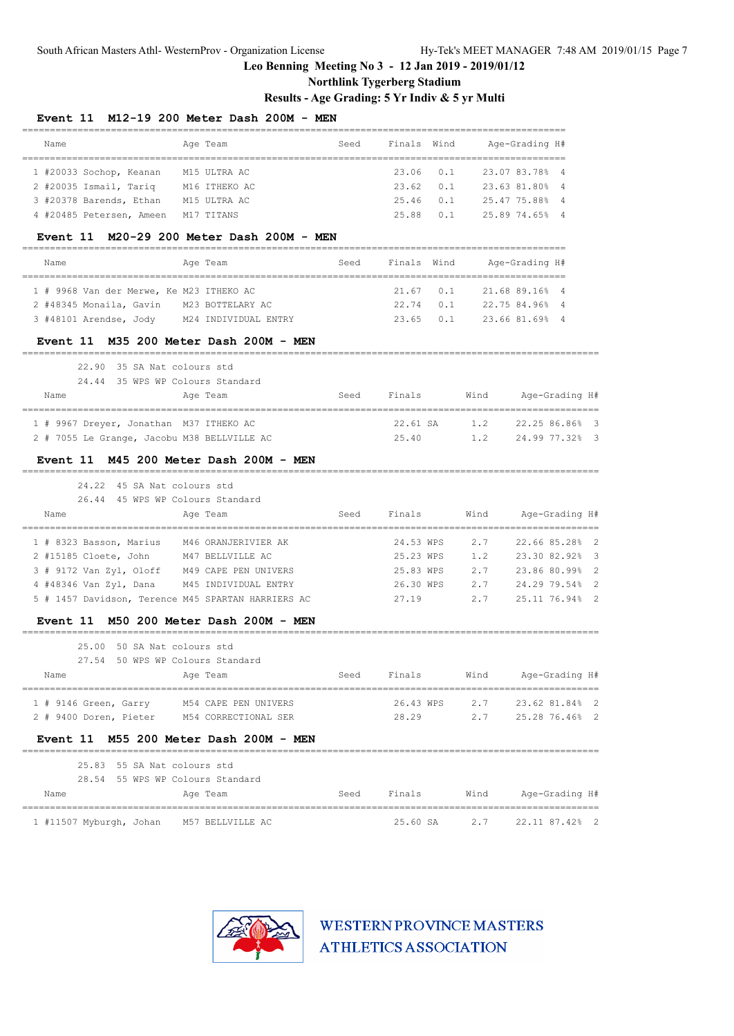## Leo Benning Meeting No 3 - 12 Jan 2019 - 2019/01/12

### Northlink Tygerberg Stadium

### Results - Age Grading: 5 Yr Indiv & 5 yr Multi

#### Event 11 M12-19 200 Meter Dash 200M - MEN

| | Name | Age | Team | Seed | Finals | Wind | Age-Grading | | H# |
|---|---|---|---|---|---|---|---|---|---|
| 1 | #20033 Sochop, Keanan | M15 | ULTRA AC | | 23.06 | 0.1 | 23.07 | 83.78% | 4 |
| 2 | #20035 Ismail, Tariq | M16 | ITHEKO AC | | 23.62 | 0.1 | 23.63 | 81.80% | 4 |
| 3 | #20378 Barends, Ethan | M15 | ULTRA AC | | 25.46 | 0.1 | 25.47 | 75.88% | 4 |
| 4 | #20485 Petersen, Ameen | M17 | TITANS | | 25.88 | 0.1 | 25.89 | 74.65% | 4 |

#### Event 11 M20-29 200 Meter Dash 200M - MEN

| | Name | Age | Team | Seed | Finals | Wind | Age-Grading | | H# |
|---|---|---|---|---|---|---|---|---|---|
| 1 | # 9968 Van der Merwe, Ke | M23 | ITHEKO AC | | 21.67 | 0.1 | 21.68 | 89.16% | 4 |
| 2 | #48345 Monaila, Gavin | M23 | BOTTELARY AC | | 22.74 | 0.1 | 22.75 | 84.96% | 4 |
| 3 | #48101 Arendse, Jody | M24 | INDIVIDUAL ENTRY | | 23.65 | 0.1 | 23.66 | 81.69% | 4 |

#### Event 11 M35 200 Meter Dash 200M - MEN

22.90 35 SA Nat colours std
24.44 35 WPS WP Colours Standard

| | Name | Age | Team | Seed | Finals | Wind | Age-Grading | | H# |
|---|---|---|---|---|---|---|---|---|---|
| 1 | # 9967 Dreyer, Jonathan | M37 | ITHEKO AC | | 22.61 SA | 1.2 | 22.25 | 86.86% | 3 |
| 2 | # 7055 Le Grange, Jacobu | M38 | BELLVILLE AC | | 25.40 | 1.2 | 24.99 | 77.32% | 3 |

#### Event 11 M45 200 Meter Dash 200M - MEN

24.22 45 SA Nat colours std
26.44 45 WPS WP Colours Standard

| | Name | Age | Team | Seed | Finals | Wind | Age-Grading | | H# |
|---|---|---|---|---|---|---|---|---|---|
| 1 | # 8323 Basson, Marius | M46 | ORANJERIVIER AK | | 24.53 WPS | 2.7 | 22.66 | 85.28% | 2 |
| 2 | #15185 Cloete, John | M47 | BELLVILLE AC | | 25.23 WPS | 1.2 | 23.30 | 82.92% | 3 |
| 3 | # 9172 Van Zyl, Oloff | M49 | CAPE PEN UNIVERS | | 25.83 WPS | 2.7 | 23.86 | 80.99% | 2 |
| 4 | #48346 Van Zyl, Dana | M45 | INDIVIDUAL ENTRY | | 26.30 WPS | 2.7 | 24.29 | 79.54% | 2 |
| 5 | # 1457 Davidson, Terence | M45 | SPARTAN HARRIERS AC | | 27.19 | 2.7 | 25.11 | 76.94% | 2 |

#### Event 11 M50 200 Meter Dash 200M - MEN

25.00 50 SA Nat colours std
27.54 50 WPS WP Colours Standard

| | Name | Age | Team | Seed | Finals | Wind | Age-Grading | | H# |
|---|---|---|---|---|---|---|---|---|---|
| 1 | # 9146 Green, Garry | M54 | CAPE PEN UNIVERS | | 26.43 WPS | 2.7 | 23.62 | 81.84% | 2 |
| 2 | # 9400 Doren, Pieter | M54 | CORRECTIONAL SER | | 28.29 | 2.7 | 25.28 | 76.46% | 2 |

#### Event 11 M55 200 Meter Dash 200M - MEN

25.83 55 SA Nat colours std
28.54 55 WPS WP Colours Standard

| | Name | Age | Team | Seed | Finals | Wind | Age-Grading | | H# |
|---|---|---|---|---|---|---|---|---|---|
| 1 | #11507 Myburgh, Johan | M57 | BELLVILLE AC | | 25.60 SA | 2.7 | 22.11 | 87.42% | 2 |

WESTERN PROVINCE MASTERS ATHLETICS ASSOCIATION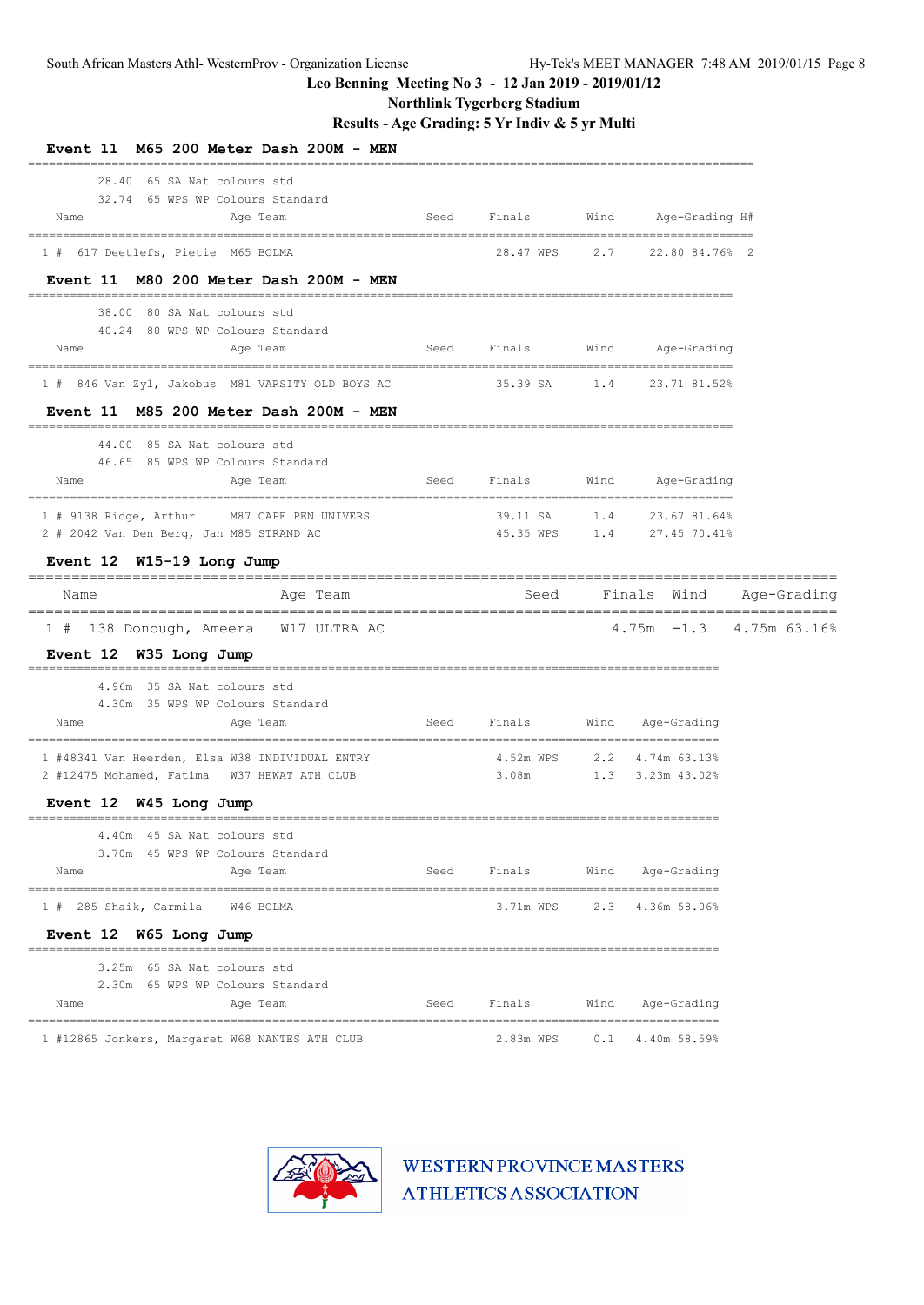Leo Benning Meeting No 3 - 12 Jan 2019 - 2019/01/12

Northlink Tygerberg Stadium

Results - Age Grading: 5 Yr Indiv & 5 yr Multi

**Event 11 M65 200 Meter Dash 200M - MEN**

28.40 65 SA Nat colours std
32.74 65 WPS WP Colours Standard

| | Name | Age | Team | Seed | Finals | | Wind | Age-Grading | | H# |
|---|---|---|---|---|---|---|---|---|---|---|
| 1 # | 617 Deetlefs, Pietie | M65 | BOLMA | | 28.47 | WPS | 2.7 | 22.80 | 84.76% | 2 |

**Event 11 M80 200 Meter Dash 200M - MEN**

38.00 80 SA Nat colours std
40.24 80 WPS WP Colours Standard

| | Name | Age | Team | Seed | Finals | | Wind | Age-Grading | |
|---|---|---|---|---|---|---|---|---|---|
| 1 # | 846 Van Zyl, Jakobus | M81 | VARSITY OLD BOYS AC | | 35.39 | SA | 1.4 | 23.71 | 81.52% |

**Event 11 M85 200 Meter Dash 200M - MEN**

44.00 85 SA Nat colours std
46.65 85 WPS WP Colours Standard

| | Name | Age | Team | Seed | Finals | | Wind | Age-Grading | |
|---|---|---|---|---|---|---|---|---|---|
| 1 # | 9138 Ridge, Arthur | M87 | CAPE PEN UNIVERS | | 39.11 | SA | 1.4 | 23.67 | 81.64% |
| 2 # | 2042 Van Den Berg, Jan | M85 | STRAND AC | | 45.35 | WPS | 1.4 | 27.45 | 70.41% |

**Event 12 W15-19 Long Jump**

| | Name | Age | Team | Seed | Finals | Wind | Age-Grading | |
|---|---|---|---|---|---|---|---|---|
| 1 # | 138 Donough, Ameera | W17 | ULTRA AC | | 4.75m | -1.3 | 4.75m | 63.16% |

**Event 12 W35 Long Jump**

4.96m 35 SA Nat colours std
4.30m 35 WPS WP Colours Standard

| | Name | Age | Team | Seed | Finals | | Wind | Age-Grading | |
|---|---|---|---|---|---|---|---|---|---|
| 1 | #48341 Van Heerden, Elsa | W38 | INDIVIDUAL ENTRY | | 4.52m | WPS | 2.2 | 4.74m | 63.13% |
| 2 | #12475 Mohamed, Fatima | W37 | HEWAT ATH CLUB | | 3.08m | | 1.3 | 3.23m | 43.02% |

**Event 12 W45 Long Jump**

4.40m 45 SA Nat colours std
3.70m 45 WPS WP Colours Standard

| | Name | Age | Team | Seed | Finals | | Wind | Age-Grading | |
|---|---|---|---|---|---|---|---|---|---|
| 1 # | 285 Shaik, Carmila | W46 | BOLMA | | 3.71m | WPS | 2.3 | 4.36m | 58.06% |

**Event 12 W65 Long Jump**

3.25m 65 SA Nat colours std
2.30m 65 WPS WP Colours Standard

| | Name | Age | Team | Seed | Finals | | Wind | Age-Grading | |
|---|---|---|---|---|---|---|---|---|---|
| 1 | #12865 Jonkers, Margaret | W68 | NANTES ATH CLUB | | 2.83m | WPS | 0.1 | 4.40m | 58.59% |

WESTERN PROVINCE MASTERS ATHLETICS ASSOCIATION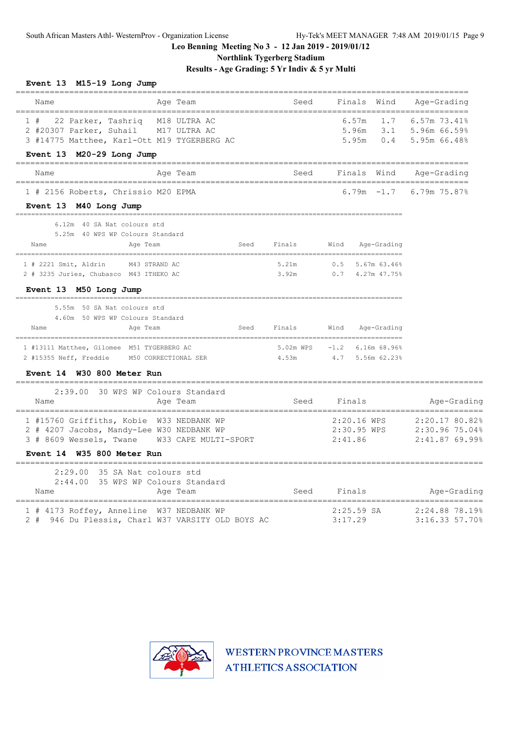South African Masters Athl- WesternProv - Organization License    Hy-Tek's MEET MANAGER 7:48 AM 2019/01/15

**Leo Benning Meeting No 3 - 12 Jan 2019 - 2019/01/12**

**Northlink Tygerberg Stadium**

**Results - Age Grading: 5 Yr Indiv & 5 yr Multi**

### Event 13 M15-19 Long Jump

| Place | Comp# | Name | Age | Team | Seed | Finals | Wind | Age-Grading |
|---|---|---|---|---|---|---|---|---|
| 1 | # 22 | Parker, Tashriq | M18 | ULTRA AC | | 6.57m | 1.7 | 6.57m 73.41% |
| 2 | #20307 | Parker, Suhail | M17 | ULTRA AC | | 5.96m | 3.1 | 5.96m 66.59% |
| 3 | #14775 | Matthee, Karl-Ott | M19 | TYGERBERG AC | | 5.95m | 0.4 | 5.95m 66.48% |

### Event 13 M20-29 Long Jump

| Place | Comp# | Name | Age | Team | Seed | Finals | Wind | Age-Grading |
|---|---|---|---|---|---|---|---|---|
| 1 | # 2156 | Roberts, Chrissio | M20 | EPMA | | 6.79m | -1.7 | 6.79m 75.87% |

### Event 13 M40 Long Jump

6.12m 40 SA Nat colours std
5.25m 40 WPS WP Colours Standard

| Place | Comp# | Name | Age | Team | Seed | Finals | Wind | Age-Grading |
|---|---|---|---|---|---|---|---|---|
| 1 | # 2221 | Smit, Aldrin | M43 | STRAND AC | | 5.21m | 0.5 | 5.67m 63.46% |
| 2 | # 3235 | Juries, Chubasco | M43 | ITHEKO AC | | 3.92m | 0.7 | 4.27m 47.75% |

### Event 13 M50 Long Jump

5.55m 50 SA Nat colours std
4.60m 50 WPS WP Colours Standard

| Place | Comp# | Name | Age | Team | Seed | Finals | Wind | Age-Grading |
|---|---|---|---|---|---|---|---|---|
| 1 | #13111 | Matthee, Gilomee | M51 | TYGERBERG AC | | 5.02m WPS | -1.2 | 6.16m 68.96% |
| 2 | #15355 | Neff, Freddie | M50 | CORRECTIONAL SER | | 4.53m | 4.7 | 5.56m 62.23% |

### Event 14 W30 800 Meter Run

2:39.00 30 WPS WP Colours Standard

| Place | Comp# | Name | Age | Team | Seed | Finals | Age-Grading |
|---|---|---|---|---|---|---|---|
| 1 | #15760 | Griffiths, Kobie | W33 | NEDBANK WP | | 2:20.16 WPS | 2:20.17 80.82% |
| 2 | # 4207 | Jacobs, Mandy-Lee | W30 | NEDBANK WP | | 2:30.95 WPS | 2:30.96 75.04% |
| 3 | # 8609 | Wessels, Twane | W33 | CAPE MULTI-SPORT | | 2:41.86 | 2:41.87 69.99% |

### Event 14 W35 800 Meter Run

2:29.00 35 SA Nat colours std
2:44.00 35 WPS WP Colours Standard

| Place | Comp# | Name | Age | Team | Seed | Finals | Age-Grading |
|---|---|---|---|---|---|---|---|
| 1 | # 4173 | Roffey, Anneline | W37 | NEDBANK WP | | 2:25.59 SA | 2:24.88 78.19% |
| 2 | # 946 | Du Plessis, Charl | W37 | VARSITY OLD BOYS AC | | 3:17.29 | 3:16.33 57.70% |

WESTERN PROVINCE MASTERS ATHLETICS ASSOCIATION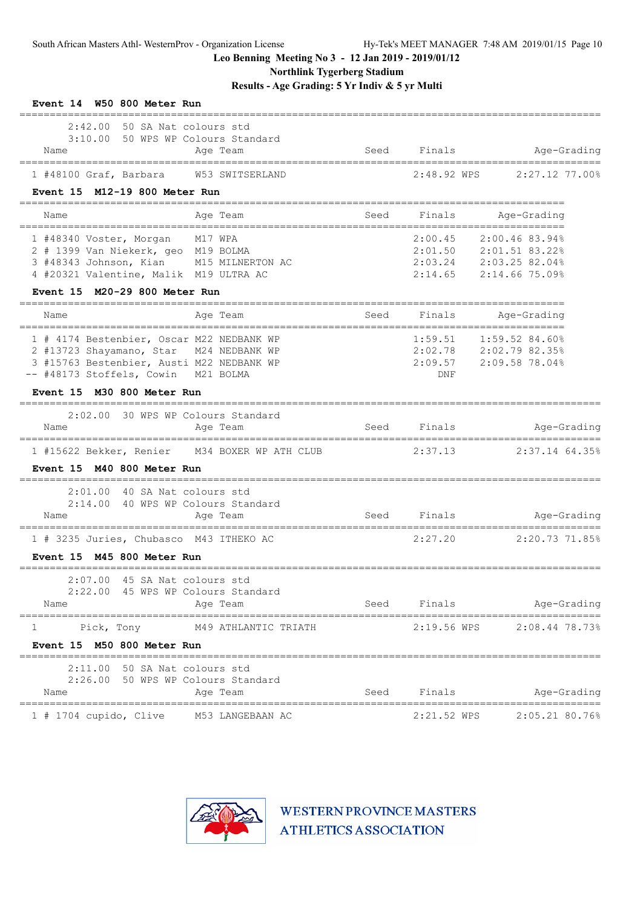Leo Benning Meeting No 3 - 12 Jan 2019 - 2019/01/12

Northlink Tygerberg Stadium

Results - Age Grading: 5 Yr Indiv & 5 yr Multi

**Event 14 W50 800 Meter Run**

2:42.00 50 SA Nat colours std
3:10.00 50 WPS WP Colours Standard

| | Name | Age | Team | Seed | Finals | | Age-Grading | |
|---|---|---|---|---|---|---|---|---|
| 1 | #48100 Graf, Barbara | W53 | SWITSERLAND | | 2:48.92 | WPS | 2:27.12 | 77.00% |

**Event 15 M12-19 800 Meter Run**

| | Name | Age | Team | Seed | Finals | Age-Grading | |
|---|---|---|---|---|---|---|---|
| 1 | #48340 Voster, Morgan | M17 | WPA | | 2:00.45 | 2:00.46 | 83.94% |
| 2 | # 1399 Van Niekerk, geo | M19 | BOLMA | | 2:01.50 | 2:01.51 | 83.22% |
| 3 | #48343 Johnson, Kian | M15 | MILNERTON AC | | 2:03.24 | 2:03.25 | 82.04% |
| 4 | #20321 Valentine, Malik | M19 | ULTRA AC | | 2:14.65 | 2:14.66 | 75.09% |

**Event 15 M20-29 800 Meter Run**

| | Name | Age | Team | Seed | Finals | Age-Grading | |
|---|---|---|---|---|---|---|---|
| 1 | # 4174 Bestenbier, Oscar | M22 | NEDBANK WP | | 1:59.51 | 1:59.52 | 84.60% |
| 2 | #13723 Shayamano, Star | M24 | NEDBANK WP | | 2:02.78 | 2:02.79 | 82.35% |
| 3 | #15763 Bestenbier, Austi | M22 | NEDBANK WP | | 2:09.57 | 2:09.58 | 78.04% |
| -- | #48173 Stoffels, Cowin | M21 | BOLMA | | DNF | | |

**Event 15 M30 800 Meter Run**

2:02.00 30 WPS WP Colours Standard

| | Name | Age | Team | Seed | Finals | Age-Grading | |
|---|---|---|---|---|---|---|---|
| 1 | #15622 Bekker, Renier | M34 | BOXER WP ATH CLUB | | 2:37.13 | 2:37.14 | 64.35% |

**Event 15 M40 800 Meter Run**

2:01.00 40 SA Nat colours std
2:14.00 40 WPS WP Colours Standard

| | Name | Age | Team | Seed | Finals | Age-Grading | |
|---|---|---|---|---|---|---|---|
| 1 | # 3235 Juries, Chubasco | M43 | ITHEKO AC | | 2:27.20 | 2:20.73 | 71.85% |

**Event 15 M45 800 Meter Run**

2:07.00 45 SA Nat colours std
2:22.00 45 WPS WP Colours Standard

| | Name | Age | Team | Seed | Finals | | Age-Grading | |
|---|---|---|---|---|---|---|---|---|
| 1 | Pick, Tony | M49 | ATHLANTIC TRIATH | | 2:19.56 | WPS | 2:08.44 | 78.73% |

**Event 15 M50 800 Meter Run**

2:11.00 50 SA Nat colours std
2:26.00 50 WPS WP Colours Standard

| | Name | Age | Team | Seed | Finals | | Age-Grading | |
|---|---|---|---|---|---|---|---|---|
| 1 | # 1704 cupido, Clive | M53 | LANGEBAAN AC | | 2:21.52 | WPS | 2:05.21 | 80.76% |

WESTERN PROVINCE MASTERS ATHLETICS ASSOCIATION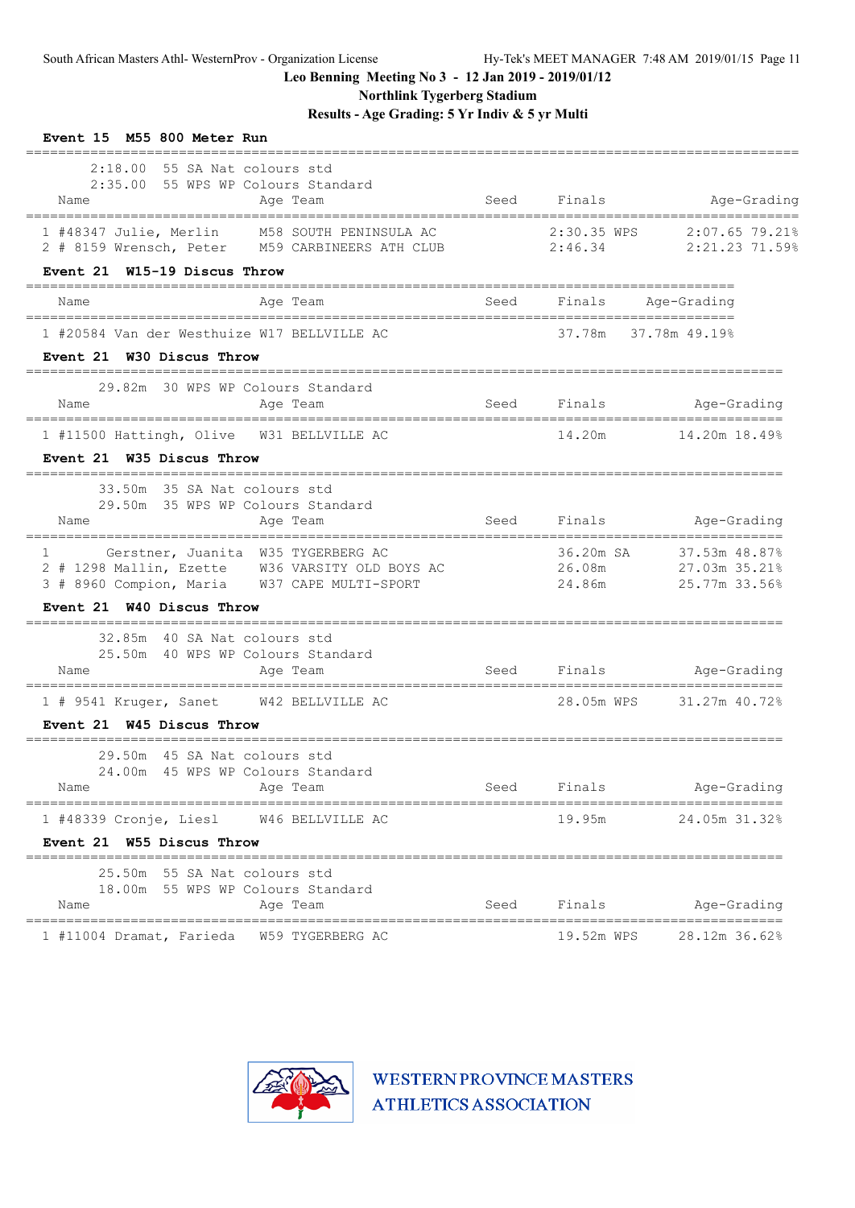Leo Benning Meeting No 3 - 12 Jan 2019 - 2019/01/12

Northlink Tygerberg Stadium

Results - Age Grading: 5 Yr Indiv & 5 yr Multi

**Event 15 M55 800 Meter Run**

2:18.00 55 SA Nat colours std
2:35.00 55 WPS WP Colours Standard

| | Name | Age | Team | Seed | Finals | Age-Grading |
|---|---|---|---|---|---|---|
| 1 | #48347 Julie, Merlin | M58 | SOUTH PENINSULA AC | | 2:30.35 WPS | 2:07.65 79.21% |
| 2 | # 8159 Wrensch, Peter | M59 | CARBINEERS ATH CLUB | | 2:46.34 | 2:21.23 71.59% |

**Event 21 W15-19 Discus Throw**

| | Name | Age | Team | Seed | Finals | Age-Grading |
|---|---|---|---|---|---|---|
| 1 | #20584 Van der Westhuize | W17 | BELLVILLE AC | | 37.78m | 37.78m 49.19% |

**Event 21 W30 Discus Throw**

29.82m 30 WPS WP Colours Standard

| | Name | Age | Team | Seed | Finals | Age-Grading |
|---|---|---|---|---|---|---|
| 1 | #11500 Hattingh, Olive | W31 | BELLVILLE AC | | 14.20m | 14.20m 18.49% |

**Event 21 W35 Discus Throw**

33.50m 35 SA Nat colours std
29.50m 35 WPS WP Colours Standard

| | Name | Age | Team | Seed | Finals | Age-Grading |
|---|---|---|---|---|---|---|
| 1 | Gerstner, Juanita | W35 | TYGERBERG AC | | 36.20m SA | 37.53m 48.87% |
| 2 | # 1298 Mallin, Ezette | W36 | VARSITY OLD BOYS AC | | 26.08m | 27.03m 35.21% |
| 3 | # 8960 Compion, Maria | W37 | CAPE MULTI-SPORT | | 24.86m | 25.77m 33.56% |

**Event 21 W40 Discus Throw**

32.85m 40 SA Nat colours std
25.50m 40 WPS WP Colours Standard

| | Name | Age | Team | Seed | Finals | Age-Grading |
|---|---|---|---|---|---|---|
| 1 | # 9541 Kruger, Sanet | W42 | BELLVILLE AC | | 28.05m WPS | 31.27m 40.72% |

**Event 21 W45 Discus Throw**

29.50m 45 SA Nat colours std
24.00m 45 WPS WP Colours Standard

| | Name | Age | Team | Seed | Finals | Age-Grading |
|---|---|---|---|---|---|---|
| 1 | #48339 Cronje, Liesl | W46 | BELLVILLE AC | | 19.95m | 24.05m 31.32% |

**Event 21 W55 Discus Throw**

25.50m 55 SA Nat colours std
18.00m 55 WPS WP Colours Standard

| | Name | Age | Team | Seed | Finals | Age-Grading |
|---|---|---|---|---|---|---|
| 1 | #11004 Dramat, Farieda | W59 | TYGERBERG AC | | 19.52m WPS | 28.12m 36.62% |

WESTERN PROVINCE MASTERS ATHLETICS ASSOCIATION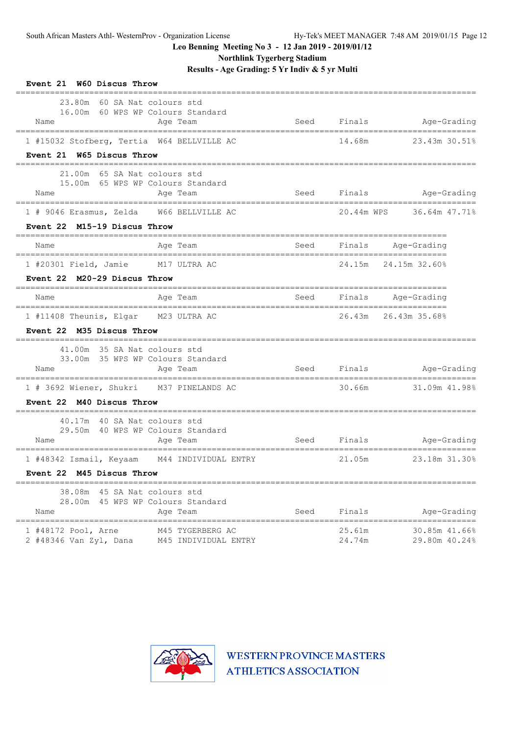Leo Benning Meeting No 3 - 12 Jan 2019 - 2019/01/12

Northlink Tygerberg Stadium

Results - Age Grading: 5 Yr Indiv & 5 yr Multi

### Event 21 W60 Discus Throw

23.80m 60 SA Nat colours std
16.00m 60 WPS WP Colours Standard

| Name | Age | Team | Seed | Finals | Age-Grading |
|---|---|---|---|---|---|
| 1 #15032 Stofberg, Tertia | W64 | BELLVILLE AC | | 14.68m | 23.43m 30.51% |

### Event 21 W65 Discus Throw

21.00m 65 SA Nat colours std
15.00m 65 WPS WP Colours Standard

| Name | Age | Team | Seed | Finals | Age-Grading |
|---|---|---|---|---|---|
| 1 # 9046 Erasmus, Zelda | W66 | BELLVILLE AC | | 20.44m WPS | 36.64m 47.71% |

### Event 22 M15-19 Discus Throw

| Name | Age | Team | Seed | Finals | Age-Grading |
|---|---|---|---|---|---|
| 1 #20301 Field, Jamie | M17 | ULTRA AC | | 24.15m | 24.15m 32.60% |

### Event 22 M20-29 Discus Throw

| Name | Age | Team | Seed | Finals | Age-Grading |
|---|---|---|---|---|---|
| 1 #11408 Theunis, Elgar | M23 | ULTRA AC | | 26.43m | 26.43m 35.68% |

### Event 22 M35 Discus Throw

41.00m 35 SA Nat colours std
33.00m 35 WPS WP Colours Standard

| Name | Age | Team | Seed | Finals | Age-Grading |
|---|---|---|---|---|---|
| 1 # 3692 Wiener, Shukri | M37 | PINELANDS AC | | 30.66m | 31.09m 41.98% |

### Event 22 M40 Discus Throw

40.17m 40 SA Nat colours std
29.50m 40 WPS WP Colours Standard

| Name | Age | Team | Seed | Finals | Age-Grading |
|---|---|---|---|---|---|
| 1 #48342 Ismail, Keyaam | M44 | INDIVIDUAL ENTRY | | 21.05m | 23.18m 31.30% |

### Event 22 M45 Discus Throw

38.08m 45 SA Nat colours std
28.00m 45 WPS WP Colours Standard

| Name | Age | Team | Seed | Finals | Age-Grading |
|---|---|---|---|---|---|
| 1 #48172 Pool, Arne | M45 | TYGERBERG AC | | 25.61m | 30.85m 41.66% |
| 2 #48346 Van Zyl, Dana | M45 | INDIVIDUAL ENTRY | | 24.74m | 29.80m 40.24% |

WESTERN PROVINCE MASTERS ATHLETICS ASSOCIATION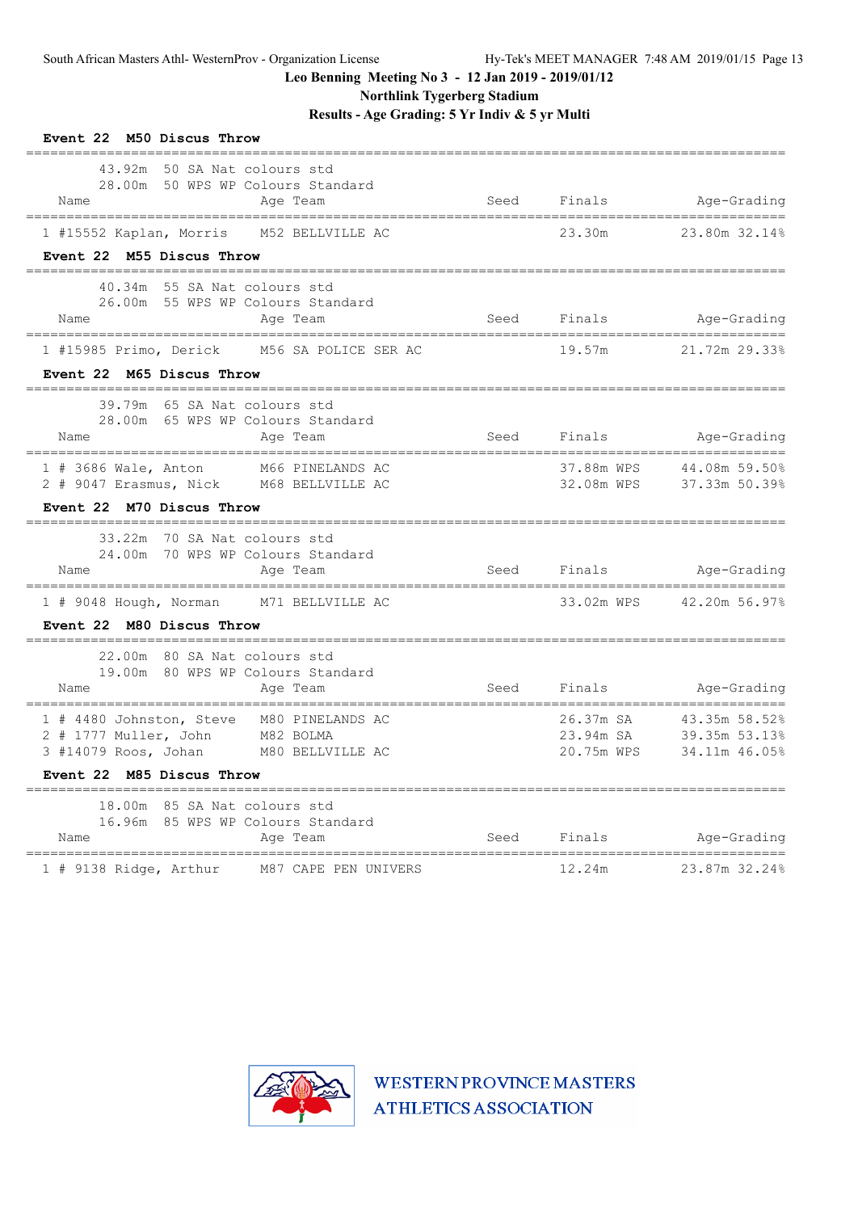Leo Benning Meeting No 3 - 12 Jan 2019 - 2019/01/12

Northlink Tygerberg Stadium

Results - Age Grading: 5 Yr Indiv & 5 yr Multi

**Event 22 M50 Discus Throw**

43.92m 50 SA Nat colours std
28.00m 50 WPS WP Colours Standard

| Name | Age | Team | Seed | Finals | Age-Grading |
|---|---|---|---|---|---|
| 1 #15552 Kaplan, Morris | M52 | BELLVILLE AC | | 23.30m | 23.80m 32.14% |

**Event 22 M55 Discus Throw**

40.34m 55 SA Nat colours std
26.00m 55 WPS WP Colours Standard

| Name | Age | Team | Seed | Finals | Age-Grading |
|---|---|---|---|---|---|
| 1 #15985 Primo, Derick | M56 | SA POLICE SER AC | | 19.57m | 21.72m 29.33% |

**Event 22 M65 Discus Throw**

39.79m 65 SA Nat colours std
28.00m 65 WPS WP Colours Standard

| Name | Age | Team | Seed | Finals | Age-Grading |
|---|---|---|---|---|---|
| 1 # 3686 Wale, Anton | M66 | PINELANDS AC | | 37.88m WPS | 44.08m 59.50% |
| 2 # 9047 Erasmus, Nick | M68 | BELLVILLE AC | | 32.08m WPS | 37.33m 50.39% |

**Event 22 M70 Discus Throw**

33.22m 70 SA Nat colours std
24.00m 70 WPS WP Colours Standard

| Name | Age | Team | Seed | Finals | Age-Grading |
|---|---|---|---|---|---|
| 1 # 9048 Hough, Norman | M71 | BELLVILLE AC | | 33.02m WPS | 42.20m 56.97% |

**Event 22 M80 Discus Throw**

22.00m 80 SA Nat colours std
19.00m 80 WPS WP Colours Standard

| Name | Age | Team | Seed | Finals | Age-Grading |
|---|---|---|---|---|---|
| 1 # 4480 Johnston, Steve | M80 | PINELANDS AC | | 26.37m SA | 43.35m 58.52% |
| 2 # 1777 Muller, John | M82 | BOLMA | | 23.94m SA | 39.35m 53.13% |
| 3 #14079 Roos, Johan | M80 | BELLVILLE AC | | 20.75m WPS | 34.11m 46.05% |

**Event 22 M85 Discus Throw**

18.00m 85 SA Nat colours std
16.96m 85 WPS WP Colours Standard

| Name | Age | Team | Seed | Finals | Age-Grading |
|---|---|---|---|---|---|
| 1 # 9138 Ridge, Arthur | M87 | CAPE PEN UNIVERS | | 12.24m | 23.87m 32.24% |

WESTERN PROVINCE MASTERS ATHLETICS ASSOCIATION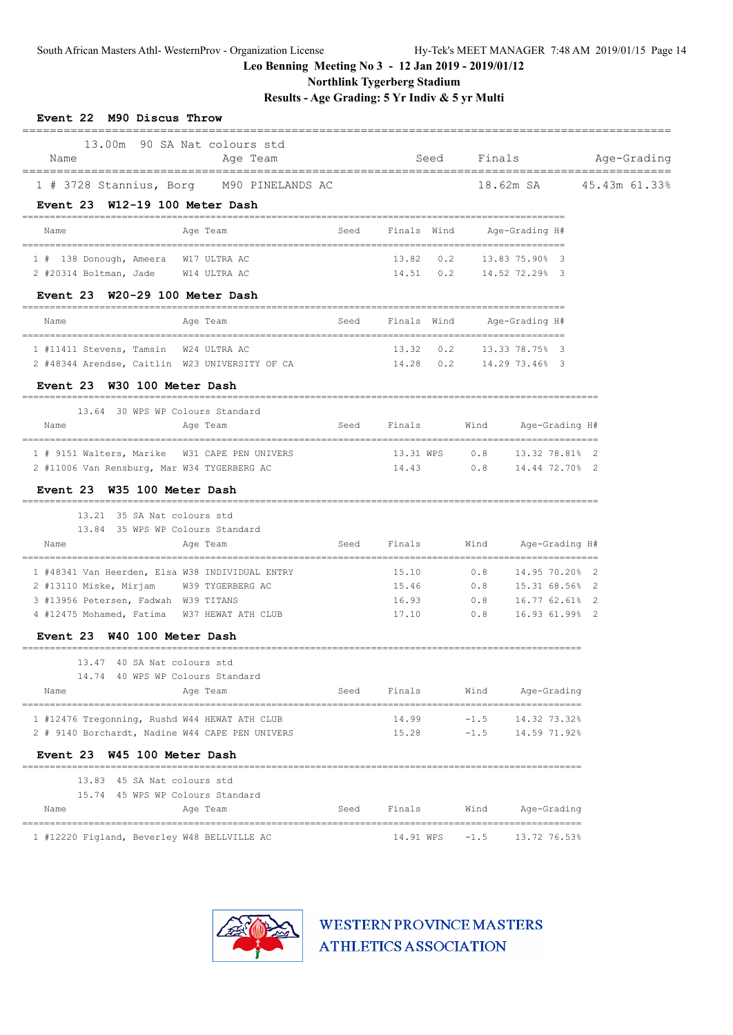Leo Benning Meeting No 3 - 12 Jan 2019 - 2019/01/12

Northlink Tygerberg Stadium

Results - Age Grading: 5 Yr Indiv & 5 yr Multi

### Event 22 M90 Discus Throw

13.00m 90 SA Nat colours std

| | Name | Age | Team | Seed | Finals | | Age-Grading | |
|---|---|---|---|---|---|---|---|---|
| 1 | # 3728 Stannius, Borg | M90 | PINELANDS AC | | 18.62m | SA | 45.43m | 61.33% |

### Event 23 W12-19 100 Meter Dash

| | Name | Age | Team | Seed | Finals | Wind | Age-Grading | | H# |
|---|---|---|---|---|---|---|---|---|---|
| 1 | # 138 Donough, Ameera | W17 | ULTRA AC | | 13.82 | 0.2 | 13.83 | 75.90% | 3 |
| 2 | #20314 Boltman, Jade | W14 | ULTRA AC | | 14.51 | 0.2 | 14.52 | 72.29% | 3 |

### Event 23 W20-29 100 Meter Dash

| | Name | Age | Team | Seed | Finals | Wind | Age-Grading | | H# |
|---|---|---|---|---|---|---|---|---|---|
| 1 | #11411 Stevens, Tamsin | W24 | ULTRA AC | | 13.32 | 0.2 | 13.33 | 78.75% | 3 |
| 2 | #48344 Arendse, Caitlin | W23 | UNIVERSITY OF CA | | 14.28 | 0.2 | 14.29 | 73.46% | 3 |

### Event 23 W30 100 Meter Dash

13.64 30 WPS WP Colours Standard

| | Name | Age | Team | Seed | Finals | | Wind | Age-Grading | | H# |
|---|---|---|---|---|---|---|---|---|---|---|
| 1 | # 9151 Walters, Marike | W31 | CAPE PEN UNIVERS | | 13.31 | WPS | 0.8 | 13.32 | 78.81% | 2 |
| 2 | #11006 Van Rensburg, Mar | W34 | TYGERBERG AC | | 14.43 | | 0.8 | 14.44 | 72.70% | 2 |

### Event 23 W35 100 Meter Dash

13.21 35 SA Nat colours std

13.84 35 WPS WP Colours Standard

| | Name | Age | Team | Seed | Finals | Wind | Age-Grading | | H# |
|---|---|---|---|---|---|---|---|---|---|
| 1 | #48341 Van Heerden, Elsa | W38 | INDIVIDUAL ENTRY | | 15.10 | 0.8 | 14.95 | 70.20% | 2 |
| 2 | #13110 Miske, Mirjam | W39 | TYGERBERG AC | | 15.46 | 0.8 | 15.31 | 68.56% | 2 |
| 3 | #13956 Petersen, Fadwah | W39 | TITANS | | 16.93 | 0.8 | 16.77 | 62.61% | 2 |
| 4 | #12475 Mohamed, Fatima | W37 | HEWAT ATH CLUB | | 17.10 | 0.8 | 16.93 | 61.99% | 2 |

### Event 23 W40 100 Meter Dash

13.47 40 SA Nat colours std

14.74 40 WPS WP Colours Standard

| | Name | Age | Team | Seed | Finals | Wind | Age-Grading | |
|---|---|---|---|---|---|---|---|---|
| 1 | #12476 Tregonning, Rushd | W44 | HEWAT ATH CLUB | | 14.99 | -1.5 | 14.32 | 73.32% |
| 2 | # 9140 Borchardt, Nadine | W44 | CAPE PEN UNIVERS | | 15.28 | -1.5 | 14.59 | 71.92% |

### Event 23 W45 100 Meter Dash

13.83 45 SA Nat colours std

15.74 45 WPS WP Colours Standard

| | Name | Age | Team | Seed | Finals | | Wind | Age-Grading | |
|---|---|---|---|---|---|---|---|---|---|
| 1 | #12220 Figland, Beverley | W48 | BELLVILLE AC | | 14.91 | WPS | -1.5 | 13.72 | 76.53% |

WESTERN PROVINCE MASTERS ATHLETICS ASSOCIATION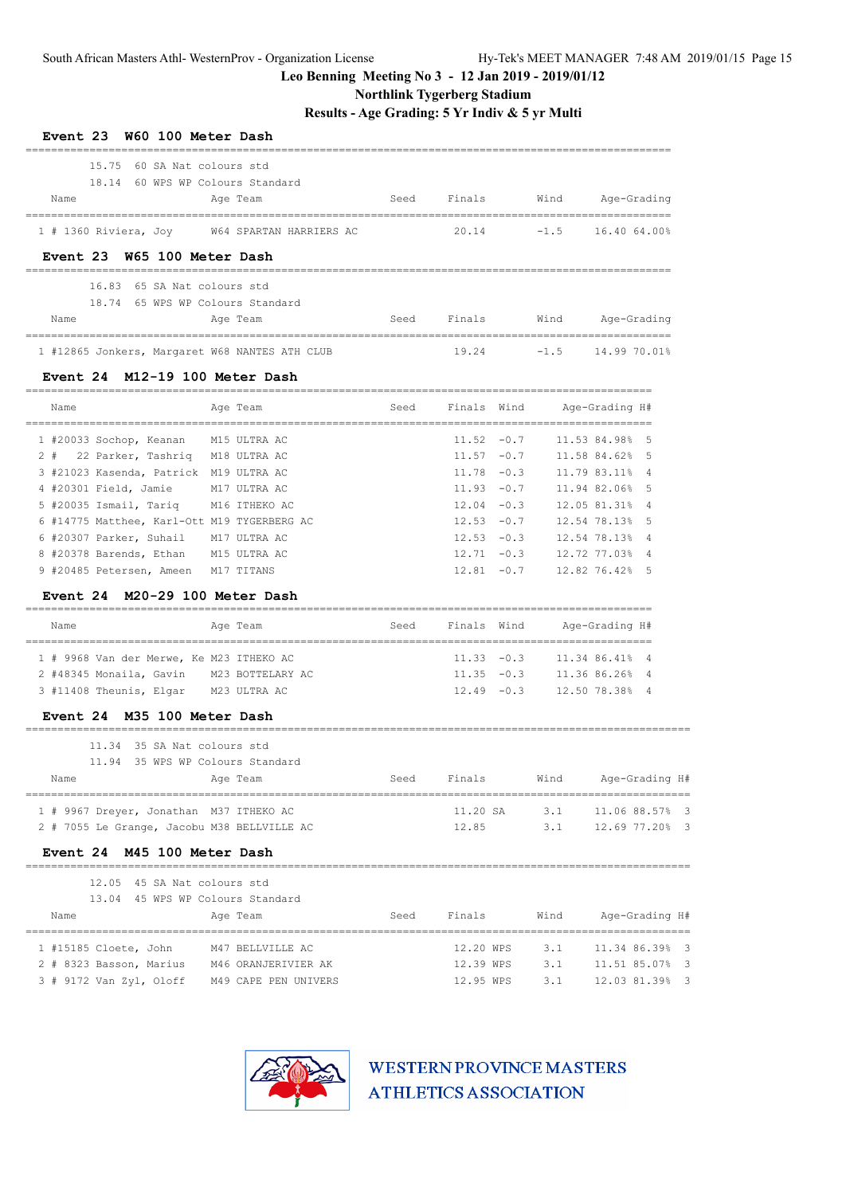South African Masters Athl- WesternProv - Organization License

Hy-Tek's MEET MANAGER 7:48 AM 2019/01/15

**Leo Benning Meeting No 3 - 12 Jan 2019 - 2019/01/12**

**Northlink Tygerberg Stadium**

**Results - Age Grading: 5 Yr Indiv & 5 yr Multi**

### Event 23 W60 100 Meter Dash

15.75 60 SA Nat colours std
18.14 60 WPS WP Colours Standard

| Place | Name | Age | Team | Seed | Finals | Wind | Age-Grading |
|---|---|---|---|---|---|---|---|
| 1 | # 1360 Riviera, Joy | W64 | SPARTAN HARRIERS AC | | 20.14 | -1.5 | 16.40 64.00% |

### Event 23 W65 100 Meter Dash

16.83 65 SA Nat colours std
18.74 65 WPS WP Colours Standard

| Place | Name | Age | Team | Seed | Finals | Wind | Age-Grading |
|---|---|---|---|---|---|---|---|
| 1 | #12865 Jonkers, Margaret | W68 | NANTES ATH CLUB | | 19.24 | -1.5 | 14.99 70.01% |

### Event 24 M12-19 100 Meter Dash

| Place | Name | Age | Team | Seed | Finals | Wind | Age-Grading | H# |
|---|---|---|---|---|---|---|---|---|
| 1 | #20033 Sochop, Keanan | M15 | ULTRA AC | | 11.52 | -0.7 | 11.53 84.98% | 5 |
| 2 | # 22 Parker, Tashriq | M18 | ULTRA AC | | 11.57 | -0.7 | 11.58 84.62% | 5 |
| 3 | #21023 Kasenda, Patrick | M19 | ULTRA AC | | 11.78 | -0.3 | 11.79 83.11% | 4 |
| 4 | #20301 Field, Jamie | M17 | ULTRA AC | | 11.93 | -0.7 | 11.94 82.06% | 5 |
| 5 | #20035 Ismail, Tariq | M16 | ITHEKO AC | | 12.04 | -0.3 | 12.05 81.31% | 4 |
| 6 | #14775 Matthee, Karl-Ott | M19 | TYGERBERG AC | | 12.53 | -0.7 | 12.54 78.13% | 5 |
| 6 | #20307 Parker, Suhail | M17 | ULTRA AC | | 12.53 | -0.3 | 12.54 78.13% | 4 |
| 8 | #20378 Barends, Ethan | M15 | ULTRA AC | | 12.71 | -0.3 | 12.72 77.03% | 4 |
| 9 | #20485 Petersen, Ameen | M17 | TITANS | | 12.81 | -0.7 | 12.82 76.42% | 5 |

### Event 24 M20-29 100 Meter Dash

| Place | Name | Age | Team | Seed | Finals | Wind | Age-Grading | H# |
|---|---|---|---|---|---|---|---|---|
| 1 | # 9968 Van der Merwe, Ke | M23 | ITHEKO AC | | 11.33 | -0.3 | 11.34 86.41% | 4 |
| 2 | #48345 Monaila, Gavin | M23 | BOTTELARY AC | | 11.35 | -0.3 | 11.36 86.26% | 4 |
| 3 | #11408 Theunis, Elgar | M23 | ULTRA AC | | 12.49 | -0.3 | 12.50 78.38% | 4 |

### Event 24 M35 100 Meter Dash

11.34 35 SA Nat colours std
11.94 35 WPS WP Colours Standard

| Place | Name | Age | Team | Seed | Finals | Wind | Age-Grading | H# |
|---|---|---|---|---|---|---|---|---|
| 1 | # 9967 Dreyer, Jonathan | M37 | ITHEKO AC | | 11.20 SA | 3.1 | 11.06 88.57% | 3 |
| 2 | # 7055 Le Grange, Jacobu | M38 | BELLVILLE AC | | 12.85 | 3.1 | 12.69 77.20% | 3 |

### Event 24 M45 100 Meter Dash

12.05 45 SA Nat colours std
13.04 45 WPS WP Colours Standard

| Place | Name | Age | Team | Seed | Finals | Wind | Age-Grading | H# |
|---|---|---|---|---|---|---|---|---|
| 1 | #15185 Cloete, John | M47 | BELLVILLE AC | | 12.20 WPS | 3.1 | 11.34 86.39% | 3 |
| 2 | # 8323 Basson, Marius | M46 | ORANJERIVIER AK | | 12.39 WPS | 3.1 | 11.51 85.07% | 3 |
| 3 | # 9172 Van Zyl, Oloff | M49 | CAPE PEN UNIVERS | | 12.95 WPS | 3.1 | 12.03 81.39% | 3 |

WESTERN PROVINCE MASTERS ATHLETICS ASSOCIATION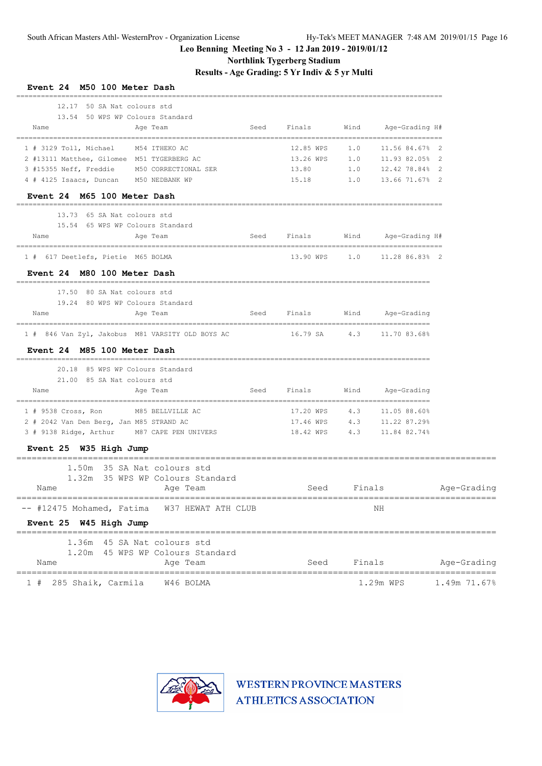South African Masters Athl- WesternProv - Organization License    Hy-Tek's MEET MANAGER 7:48 AM 2019/01/15 Page 16

**Leo Benning Meeting No 3 - 12 Jan 2019 - 2019/01/12**

**Northlink Tygerberg Stadium**

**Results - Age Grading: 5 Yr Indiv & 5 yr Multi**

### Event 24 M50 100 Meter Dash

12.17 50 SA Nat colours std
13.54 50 WPS WP Colours Standard

| Name | Age | Team | Seed | Finals | Wind | Age-Grading | H# |
|---|---|---|---|---|---|---|---|
| 1 # 3129 Toll, Michael | M54 | ITHEKO AC | | 12.85 WPS | 1.0 | 11.56 84.67% | 2 |
| 2 #13111 Matthee, Gilomee | M51 | TYGERBERG AC | | 13.26 WPS | 1.0 | 11.93 82.05% | 2 |
| 3 #15355 Neff, Freddie | M50 | CORRECTIONAL SER | | 13.80 | 1.0 | 12.42 78.84% | 2 |
| 4 # 4125 Isaacs, Duncan | M50 | NEDBANK WP | | 15.18 | 1.0 | 13.66 71.67% | 2 |

### Event 24 M65 100 Meter Dash

13.73 65 SA Nat colours std
15.54 65 WPS WP Colours Standard

| Name | Age | Team | Seed | Finals | Wind | Age-Grading | H# |
|---|---|---|---|---|---|---|---|
| 1 # 617 Deetlefs, Pietie | M65 | BOLMA | | 13.90 WPS | 1.0 | 11.28 86.83% | 2 |

### Event 24 M80 100 Meter Dash

17.50 80 SA Nat colours std
19.24 80 WPS WP Colours Standard

| Name | Age | Team | Seed | Finals | Wind | Age-Grading |
|---|---|---|---|---|---|---|
| 1 # 846 Van Zyl, Jakobus | M81 | VARSITY OLD BOYS AC | | 16.79 SA | 4.3 | 11.70 83.68% |

### Event 24 M85 100 Meter Dash

20.18 85 WPS WP Colours Standard
21.00 85 SA Nat colours std

| Name | Age | Team | Seed | Finals | Wind | Age-Grading |
|---|---|---|---|---|---|---|
| 1 # 9538 Cross, Ron | M85 | BELLVILLE AC | | 17.20 WPS | 4.3 | 11.05 88.60% |
| 2 # 2042 Van Den Berg, Jan | M85 | STRAND AC | | 17.46 WPS | 4.3 | 11.22 87.29% |
| 3 # 9138 Ridge, Arthur | M87 | CAPE PEN UNIVERS | | 18.42 WPS | 4.3 | 11.84 82.74% |

### Event 25 W35 High Jump

1.50m 35 SA Nat colours std
1.32m 35 WPS WP Colours Standard

| Name | Age | Team | Seed | Finals | Age-Grading |
|---|---|---|---|---|---|
| -- #12475 Mohamed, Fatima | W37 | HEWAT ATH CLUB | | NH | |

### Event 25 W45 High Jump

1.36m 45 SA Nat colours std
1.20m 45 WPS WP Colours Standard

| Name | Age | Team | Seed | Finals | Age-Grading |
|---|---|---|---|---|---|
| 1 # 285 Shaik, Carmila | W46 | BOLMA | | 1.29m WPS | 1.49m 71.67% |

WESTERN PROVINCE MASTERS ATHLETICS ASSOCIATION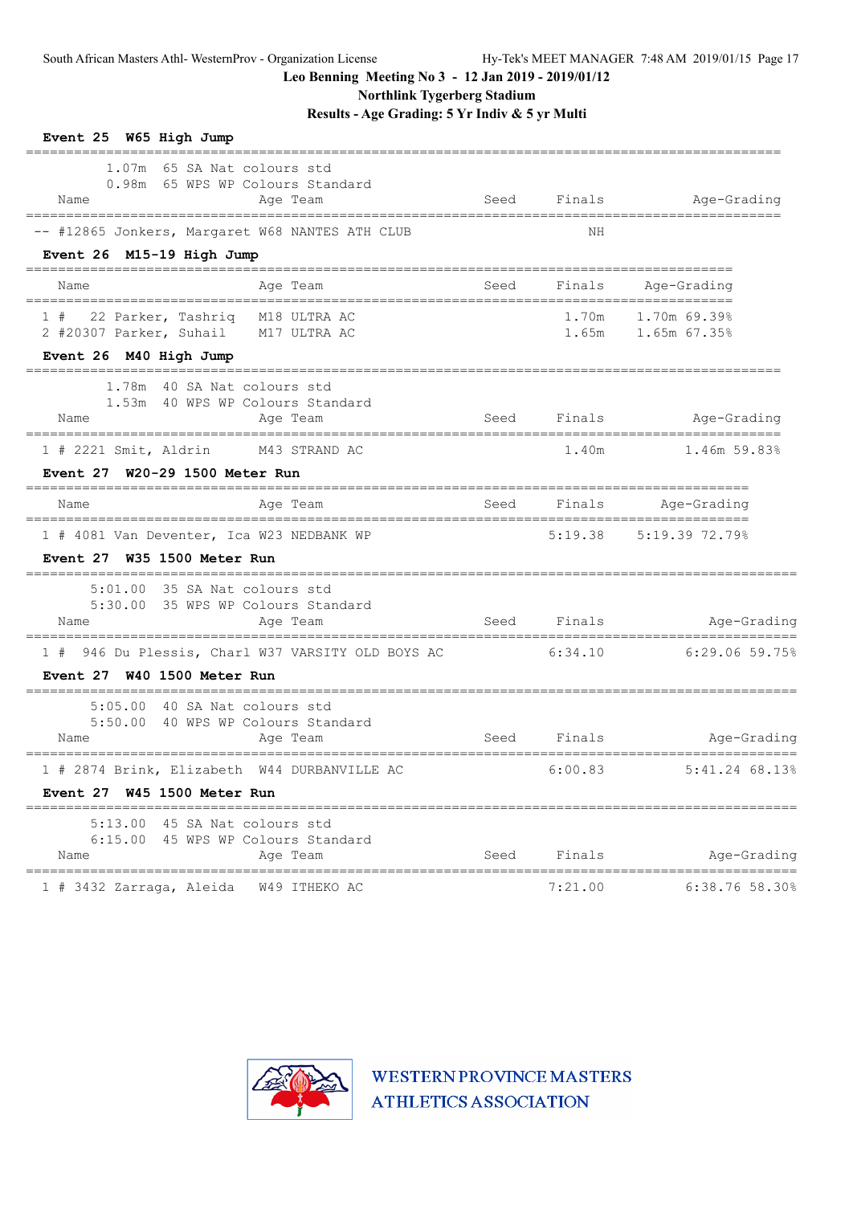Leo Benning Meeting No 3 - 12 Jan 2019 - 2019/01/12

Northlink Tygerberg Stadium

Results - Age Grading: 5 Yr Indiv & 5 yr Multi

**Event 25 W65 High Jump**

1.07m 65 SA Nat colours std
0.98m 65 WPS WP Colours Standard

| Name | Age | Team | Seed | Finals | Age-Grading |
|---|---|---|---|---|---|
| -- #12865 Jonkers, Margaret | W68 | NANTES ATH CLUB | | NH | |

**Event 26 M15-19 High Jump**

| Name | Age | Team | Seed | Finals | Age-Grading |
|---|---|---|---|---|---|
| 1 # 22 Parker, Tashriq | M18 | ULTRA AC | | 1.70m | 1.70m 69.39% |
| 2 #20307 Parker, Suhail | M17 | ULTRA AC | | 1.65m | 1.65m 67.35% |

**Event 26 M40 High Jump**

1.78m 40 SA Nat colours std
1.53m 40 WPS WP Colours Standard

| Name | Age | Team | Seed | Finals | Age-Grading |
|---|---|---|---|---|---|
| 1 # 2221 Smit, Aldrin | M43 | STRAND AC | | 1.40m | 1.46m 59.83% |

**Event 27 W20-29 1500 Meter Run**

| Name | Age | Team | Seed | Finals | Age-Grading |
|---|---|---|---|---|---|
| 1 # 4081 Van Deventer, Ica | W23 | NEDBANK WP | | 5:19.38 | 5:19.39 72.79% |

**Event 27 W35 1500 Meter Run**

5:01.00 35 SA Nat colours std
5:30.00 35 WPS WP Colours Standard

| Name | Age | Team | Seed | Finals | Age-Grading |
|---|---|---|---|---|---|
| 1 # 946 Du Plessis, Charl | W37 | VARSITY OLD BOYS AC | | 6:34.10 | 6:29.06 59.75% |

**Event 27 W40 1500 Meter Run**

5:05.00 40 SA Nat colours std
5:50.00 40 WPS WP Colours Standard

| Name | Age | Team | Seed | Finals | Age-Grading |
|---|---|---|---|---|---|
| 1 # 2874 Brink, Elizabeth | W44 | DURBANVILLE AC | | 6:00.83 | 5:41.24 68.13% |

**Event 27 W45 1500 Meter Run**

5:13.00 45 SA Nat colours std
6:15.00 45 WPS WP Colours Standard

| Name | Age | Team | Seed | Finals | Age-Grading |
|---|---|---|---|---|---|
| 1 # 3432 Zarraga, Aleida | W49 | ITHEKO AC | | 7:21.00 | 6:38.76 58.30% |

WESTERN PROVINCE MASTERS ATHLETICS ASSOCIATION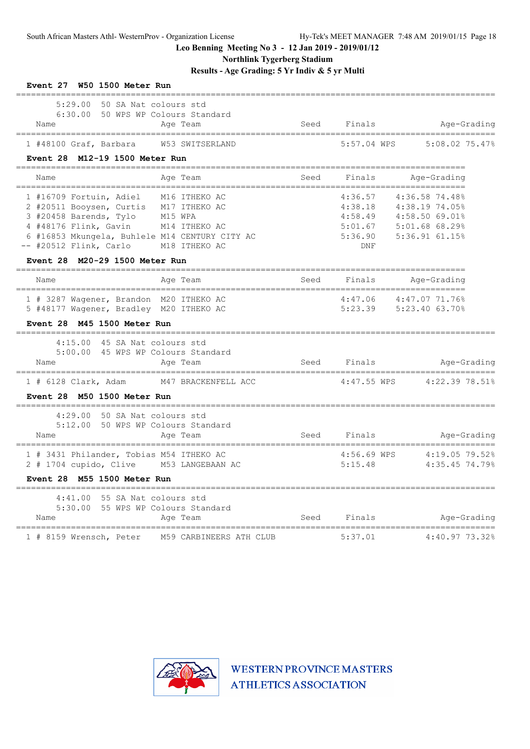Leo Benning Meeting No 3 - 12 Jan 2019 - 2019/01/12

Northlink Tygerberg Stadium

Results - Age Grading: 5 Yr Indiv & 5 yr Multi

### Event 27 W50 1500 Meter Run

5:29.00 50 SA Nat colours std
6:30.00 50 WPS WP Colours Standard

| | Name | Age | Team | Seed | Finals | | Age-Grading |
|---|---|---|---|---|---|---|---|
| 1 | #48100 Graf, Barbara | W53 | SWITSERLAND | | 5:57.04 | WPS | 5:08.02 75.47% |

### Event 28 M12-19 1500 Meter Run

| | Name | Age | Team | Seed | Finals | Age-Grading |
|---|---|---|---|---|---|---|
| 1 | #16709 Fortuin, Adiel | M16 | ITHEKO AC | | 4:36.57 | 4:36.58 74.48% |
| 2 | #20511 Booysen, Curtis | M17 | ITHEKO AC | | 4:38.18 | 4:38.19 74.05% |
| 3 | #20458 Barends, Tylo | M15 | WPA | | 4:58.49 | 4:58.50 69.01% |
| 4 | #48176 Flink, Gavin | M14 | ITHEKO AC | | 5:01.67 | 5:01.68 68.29% |
| 6 | #16853 Mkungela, Buhlele | M14 | CENTURY CITY AC | | 5:36.90 | 5:36.91 61.15% |
| -- | #20512 Flink, Carlo | M18 | ITHEKO AC | | DNF | |

### Event 28 M20-29 1500 Meter Run

| | Name | Age | Team | Seed | Finals | Age-Grading |
|---|---|---|---|---|---|---|
| 1 | # 3287 Wagener, Brandon | M20 | ITHEKO AC | | 4:47.06 | 4:47.07 71.76% |
| 5 | #48177 Wagener, Bradley | M20 | ITHEKO AC | | 5:23.39 | 5:23.40 63.70% |

### Event 28 M45 1500 Meter Run

4:15.00 45 SA Nat colours std
5:00.00 45 WPS WP Colours Standard

| | Name | Age | Team | Seed | Finals | | Age-Grading |
|---|---|---|---|---|---|---|---|
| 1 | # 6128 Clark, Adam | M47 | BRACKENFELL ACC | | 4:47.55 | WPS | 4:22.39 78.51% |

### Event 28 M50 1500 Meter Run

4:29.00 50 SA Nat colours std
5:12.00 50 WPS WP Colours Standard

| | Name | Age | Team | Seed | Finals | | Age-Grading |
|---|---|---|---|---|---|---|---|
| 1 | # 3431 Philander, Tobias | M54 | ITHEKO AC | | 4:56.69 | WPS | 4:19.05 79.52% |
| 2 | # 1704 cupido, Clive | M53 | LANGEBAAN AC | | 5:15.48 | | 4:35.45 74.79% |

### Event 28 M55 1500 Meter Run

4:41.00 55 SA Nat colours std
5:30.00 55 WPS WP Colours Standard

| | Name | Age | Team | Seed | Finals | | Age-Grading |
|---|---|---|---|---|---|---|---|
| 1 | # 8159 Wrensch, Peter | M59 | CARBINEERS ATH CLUB | | 5:37.01 | | 4:40.97 73.32% |

WESTERN PROVINCE MASTERS ATHLETICS ASSOCIATION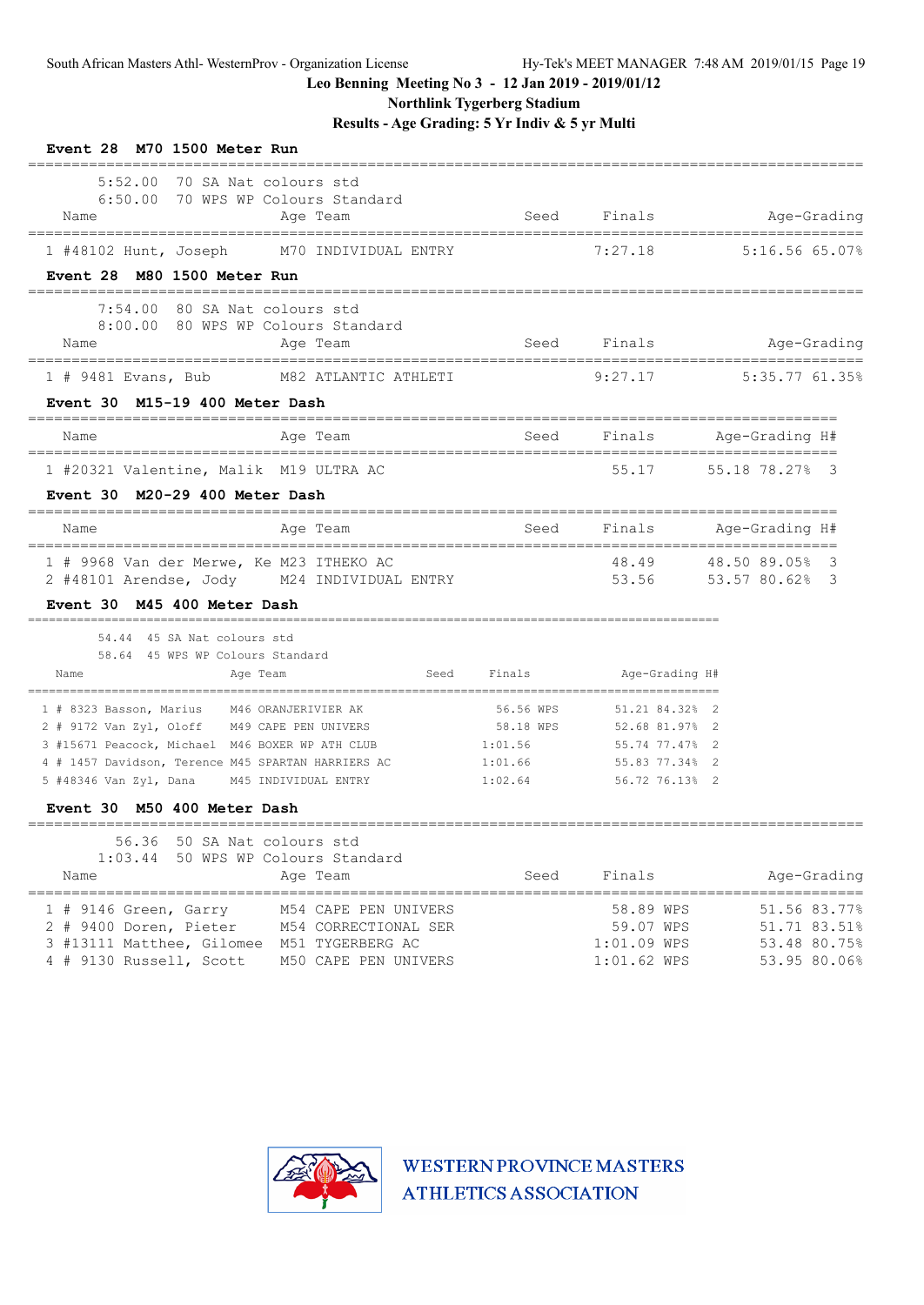Leo Benning Meeting No 3 - 12 Jan 2019 - 2019/01/12

Northlink Tygerberg Stadium

Results - Age Grading: 5 Yr Indiv & 5 yr Multi

**Event 28 M70 1500 Meter Run**

5:52.00 70 SA Nat colours std
6:50.00 70 WPS WP Colours Standard

| Name | Age Team | Seed | Finals | Age-Grading |
|---|---|---|---|---|
| 1 #48102 Hunt, Joseph | M70 INDIVIDUAL ENTRY | | 7:27.18 | 5:16.56 65.07% |

**Event 28 M80 1500 Meter Run**

7:54.00 80 SA Nat colours std
8:00.00 80 WPS WP Colours Standard

| Name | Age Team | Seed | Finals | Age-Grading |
|---|---|---|---|---|
| 1 # 9481 Evans, Bub | M82 ATLANTIC ATHLETI | | 9:27.17 | 5:35.77 61.35% |

**Event 30 M15-19 400 Meter Dash**

| Name | Age Team | Seed | Finals | Age-Grading | H# |
|---|---|---|---|---|---|
| 1 #20321 Valentine, Malik | M19 ULTRA AC | | 55.17 | 55.18 78.27% | 3 |

**Event 30 M20-29 400 Meter Dash**

| Name | Age Team | Seed | Finals | Age-Grading | H# |
|---|---|---|---|---|---|
| 1 # 9968 Van der Merwe, Ke | M23 ITHEKO AC | | 48.49 | 48.50 89.05% | 3 |
| 2 #48101 Arendse, Jody | M24 INDIVIDUAL ENTRY | | 53.56 | 53.57 80.62% | 3 |

**Event 30 M45 400 Meter Dash**

54.44 45 SA Nat colours std
58.64 45 WPS WP Colours Standard

| Name | Age Team | Seed | Finals | Age-Grading | H# |
|---|---|---|---|---|---|
| 1 # 8323 Basson, Marius | M46 ORANJERIVIER AK | | 56.56 WPS | 51.21 84.32% | 2 |
| 2 # 9172 Van Zyl, Oloff | M49 CAPE PEN UNIVERS | | 58.18 WPS | 52.68 81.97% | 2 |
| 3 #15671 Peacock, Michael | M46 BOXER WP ATH CLUB | | 1:01.56 | 55.74 77.47% | 2 |
| 4 # 1457 Davidson, Terence | M45 SPARTAN HARRIERS AC | | 1:01.66 | 55.83 77.34% | 2 |
| 5 #48346 Van Zyl, Dana | M45 INDIVIDUAL ENTRY | | 1:02.64 | 56.72 76.13% | 2 |

**Event 30 M50 400 Meter Dash**

56.36 50 SA Nat colours std
1:03.44 50 WPS WP Colours Standard

| Name | Age Team | Seed | Finals | Age-Grading |
|---|---|---|---|---|
| 1 # 9146 Green, Garry | M54 CAPE PEN UNIVERS | | 58.89 WPS | 51.56 83.77% |
| 2 # 9400 Doren, Pieter | M54 CORRECTIONAL SER | | 59.07 WPS | 51.71 83.51% |
| 3 #13111 Matthee, Gilomee | M51 TYGERBERG AC | | 1:01.09 WPS | 53.48 80.75% |
| 4 # 9130 Russell, Scott | M50 CAPE PEN UNIVERS | | 1:01.62 WPS | 53.95 80.06% |

WESTERN PROVINCE MASTERS ATHLETICS ASSOCIATION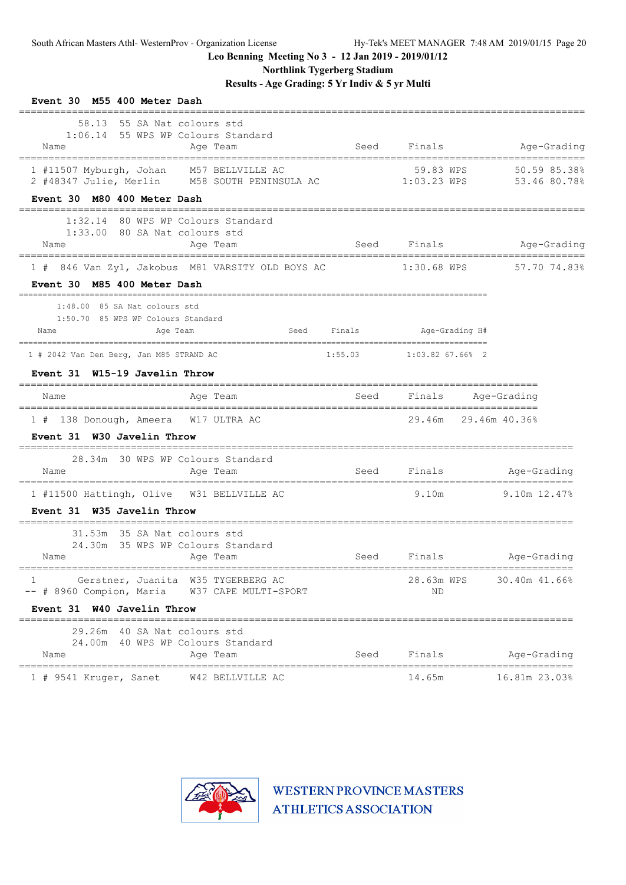Leo Benning Meeting No 3 - 12 Jan 2019 - 2019/01/12

Northlink Tygerberg Stadium

Results - Age Grading: 5 Yr Indiv & 5 yr Multi

### Event 30 M55 400 Meter Dash

58.13 55 SA Nat colours std
1:06.14 55 WPS WP Colours Standard

| | Name | Age | Team | Seed | Finals | | Age-Grading | |
|---|---|---|---|---|---|---|---|---|
| 1 | #11507 Myburgh, Johan | M57 | BELLVILLE AC | | 59.83 | WPS | 50.59 | 85.38% |
| 2 | #48347 Julie, Merlin | M58 | SOUTH PENINSULA AC | | 1:03.23 | WPS | 53.46 | 80.78% |

### Event 30 M80 400 Meter Dash

1:32.14 80 WPS WP Colours Standard
1:33.00 80 SA Nat colours std

| | Name | Age | Team | Seed | Finals | | Age-Grading | |
|---|---|---|---|---|---|---|---|---|
| 1 | # 846 Van Zyl, Jakobus | M81 | VARSITY OLD BOYS AC | | 1:30.68 | WPS | 57.70 | 74.83% |

### Event 30 M85 400 Meter Dash

1:48.00 85 SA Nat colours std
1:50.70 85 WPS WP Colours Standard

| | Name | Age | Team | Seed | Finals | Age-Grading | | H# |
|---|---|---|---|---|---|---|---|---|
| 1 | # 2042 Van Den Berg, Jan | M85 | STRAND AC | | 1:55.03 | 1:03.82 | 67.66% | 2 |

### Event 31 W15-19 Javelin Throw

| | Name | Age | Team | Seed | Finals | Age-Grading | |
|---|---|---|---|---|---|---|---|
| 1 | # 138 Donough, Ameera | W17 | ULTRA AC | | 29.46m | 29.46m | 40.36% |

### Event 31 W30 Javelin Throw

28.34m 30 WPS WP Colours Standard

| | Name | Age | Team | Seed | Finals | Age-Grading | |
|---|---|---|---|---|---|---|---|
| 1 | #11500 Hattingh, Olive | W31 | BELLVILLE AC | | 9.10m | 9.10m | 12.47% |

### Event 31 W35 Javelin Throw

31.53m 35 SA Nat colours std
24.30m 35 WPS WP Colours Standard

| | Name | Age | Team | Seed | Finals | | Age-Grading | |
|---|---|---|---|---|---|---|---|---|
| 1 | Gerstner, Juanita | W35 | TYGERBERG AC | | 28.63m | WPS | 30.40m | 41.66% |
| -- | # 8960 Compion, Maria | W37 | CAPE MULTI-SPORT | | ND | | | |

### Event 31 W40 Javelin Throw

29.26m 40 SA Nat colours std
24.00m 40 WPS WP Colours Standard

| | Name | Age | Team | Seed | Finals | Age-Grading | |
|---|---|---|---|---|---|---|---|
| 1 | # 9541 Kruger, Sanet | W42 | BELLVILLE AC | | 14.65m | 16.81m | 23.03% |

WESTERN PROVINCE MASTERS ATHLETICS ASSOCIATION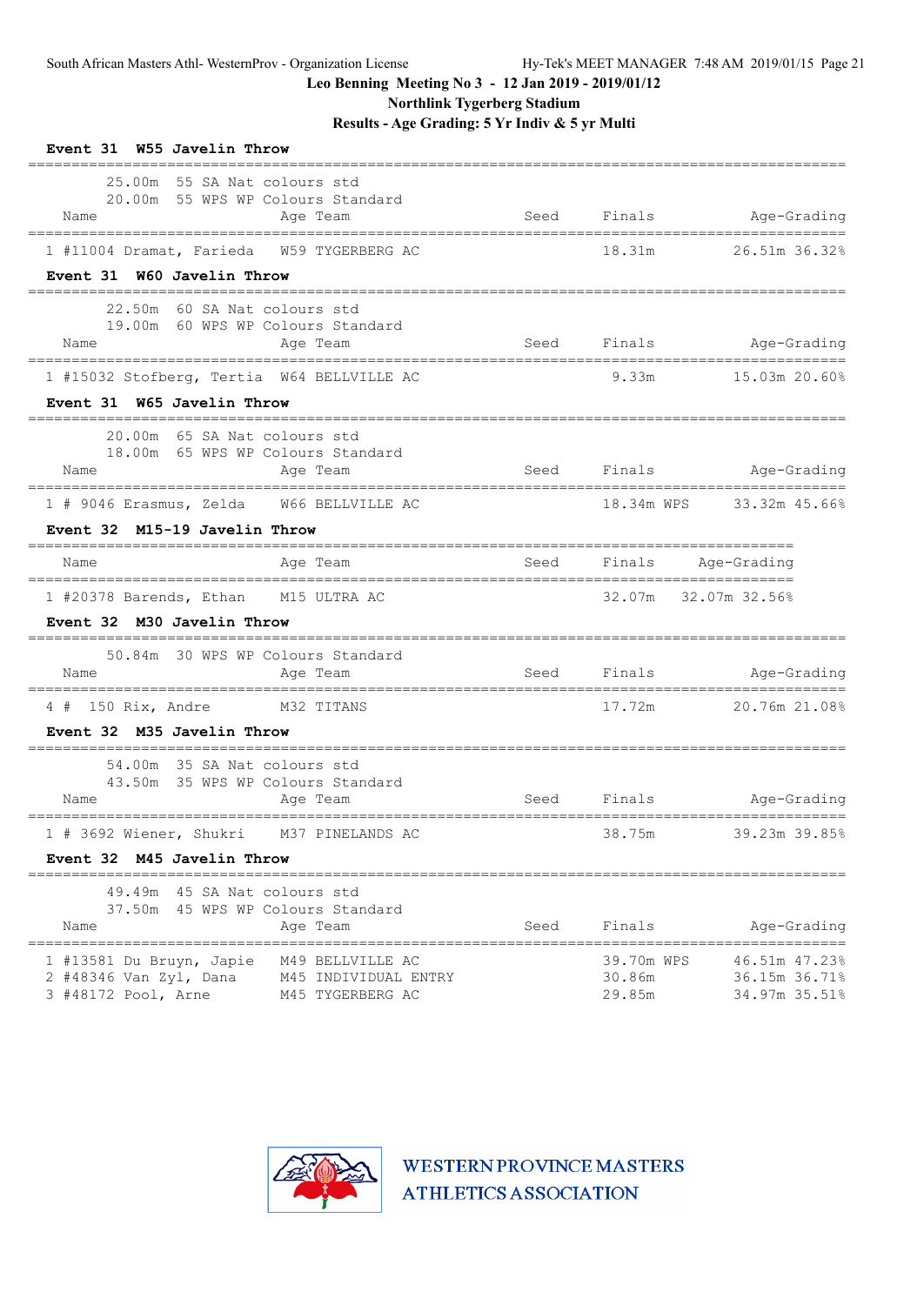Leo Benning Meeting No 3 - 12 Jan 2019 - 2019/01/12

Northlink Tygerberg Stadium

Results - Age Grading: 5 Yr Indiv & 5 yr Multi

**Event 31 W55 Javelin Throw**

25.00m 55 SA Nat colours std
20.00m 55 WPS WP Colours Standard

| | Name | Age | Team | Seed | Finals | Age-Grading |
|---|---|---|---|---|---|---|
| 1 | #11004 Dramat, Farieda | W59 | TYGERBERG AC | | 18.31m | 26.51m 36.32% |

**Event 31 W60 Javelin Throw**

22.50m 60 SA Nat colours std
19.00m 60 WPS WP Colours Standard

| | Name | Age | Team | Seed | Finals | Age-Grading |
|---|---|---|---|---|---|---|
| 1 | #15032 Stofberg, Tertia | W64 | BELLVILLE AC | | 9.33m | 15.03m 20.60% |

**Event 31 W65 Javelin Throw**

20.00m 65 SA Nat colours std
18.00m 65 WPS WP Colours Standard

| | Name | Age | Team | Seed | Finals | Age-Grading |
|---|---|---|---|---|---|---|
| 1 | # 9046 Erasmus, Zelda | W66 | BELLVILLE AC | | 18.34m WPS | 33.32m 45.66% |

**Event 32 M15-19 Javelin Throw**

| | Name | Age | Team | Seed | Finals | Age-Grading |
|---|---|---|---|---|---|---|
| 1 | #20378 Barends, Ethan | M15 | ULTRA AC | | 32.07m | 32.07m 32.56% |

**Event 32 M30 Javelin Throw**

50.84m 30 WPS WP Colours Standard

| | Name | Age | Team | Seed | Finals | Age-Grading |
|---|---|---|---|---|---|---|
| 4 | # 150 Rix, Andre | M32 | TITANS | | 17.72m | 20.76m 21.08% |

**Event 32 M35 Javelin Throw**

54.00m 35 SA Nat colours std
43.50m 35 WPS WP Colours Standard

| | Name | Age | Team | Seed | Finals | Age-Grading |
|---|---|---|---|---|---|---|
| 1 | # 3692 Wiener, Shukri | M37 | PINELANDS AC | | 38.75m | 39.23m 39.85% |

**Event 32 M45 Javelin Throw**

49.49m 45 SA Nat colours std
37.50m 45 WPS WP Colours Standard

| | Name | Age | Team | Seed | Finals | Age-Grading |
|---|---|---|---|---|---|---|
| 1 | #13581 Du Bruyn, Japie | M49 | BELLVILLE AC | | 39.70m WPS | 46.51m 47.23% |
| 2 | #48346 Van Zyl, Dana | M45 | INDIVIDUAL ENTRY | | 30.86m | 36.15m 36.71% |
| 3 | #48172 Pool, Arne | M45 | TYGERBERG AC | | 29.85m | 34.97m 35.51% |

WESTERN PROVINCE MASTERS ATHLETICS ASSOCIATION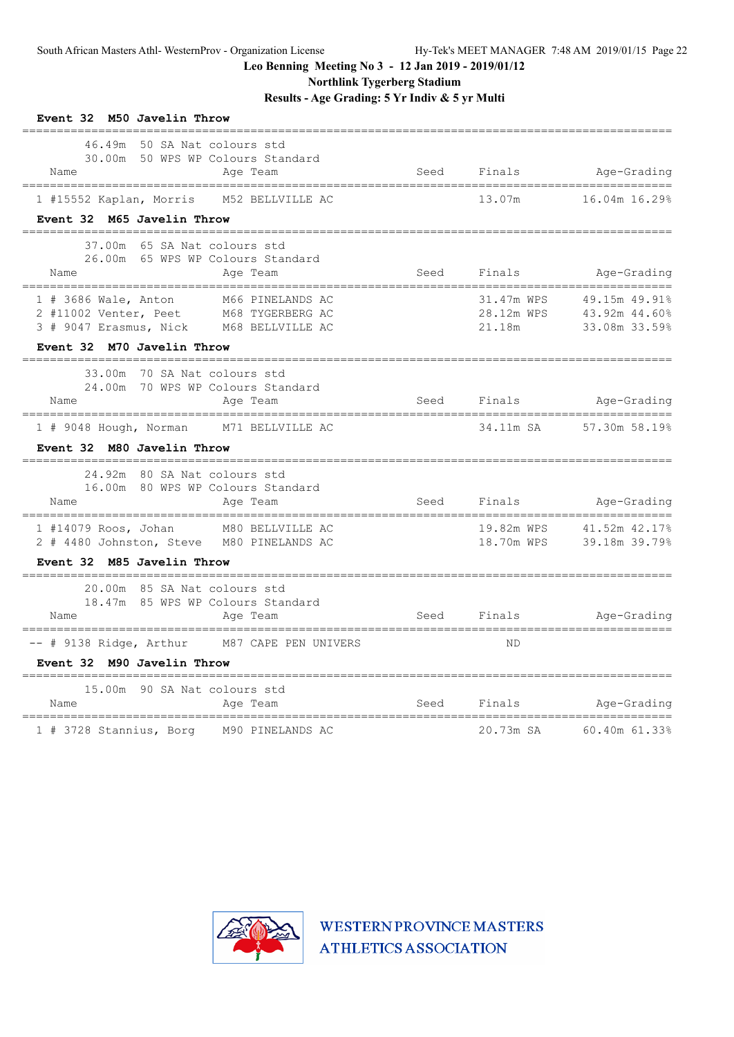Leo Benning Meeting No 3 - 12 Jan 2019 - 2019/01/12

Northlink Tygerberg Stadium

Results - Age Grading: 5 Yr Indiv & 5 yr Multi

**Event 32 M50 Javelin Throw**

46.49m 50 SA Nat colours std
30.00m 50 WPS WP Colours Standard

| Place | Name | Age | Team | Seed | Finals | Age-Grading | |
|---|---|---|---|---|---|---|---|
| 1 | #15552 Kaplan, Morris | M52 | BELLVILLE AC | | 13.07m | 16.04m | 16.29% |

**Event 32 M65 Javelin Throw**

37.00m 65 SA Nat colours std
26.00m 65 WPS WP Colours Standard

| Place | Name | Age | Team | Seed | Finals | Age-Grading | |
|---|---|---|---|---|---|---|---|
| 1 | # 3686 Wale, Anton | M66 | PINELANDS AC | | 31.47m WPS | 49.15m | 49.91% |
| 2 | #11002 Venter, Peet | M68 | TYGERBERG AC | | 28.12m WPS | 43.92m | 44.60% |
| 3 | # 9047 Erasmus, Nick | M68 | BELLVILLE AC | | 21.18m | 33.08m | 33.59% |

**Event 32 M70 Javelin Throw**

33.00m 70 SA Nat colours std
24.00m 70 WPS WP Colours Standard

| Place | Name | Age | Team | Seed | Finals | Age-Grading | |
|---|---|---|---|---|---|---|---|
| 1 | # 9048 Hough, Norman | M71 | BELLVILLE AC | | 34.11m SA | 57.30m | 58.19% |

**Event 32 M80 Javelin Throw**

24.92m 80 SA Nat colours std
16.00m 80 WPS WP Colours Standard

| Place | Name | Age | Team | Seed | Finals | Age-Grading | |
|---|---|---|---|---|---|---|---|
| 1 | #14079 Roos, Johan | M80 | BELLVILLE AC | | 19.82m WPS | 41.52m | 42.17% |
| 2 | # 4480 Johnston, Steve | M80 | PINELANDS AC | | 18.70m WPS | 39.18m | 39.79% |

**Event 32 M85 Javelin Throw**

20.00m 85 SA Nat colours std
18.47m 85 WPS WP Colours Standard

| Place | Name | Age | Team | Seed | Finals | Age-Grading | |
|---|---|---|---|---|---|---|---|
| -- | # 9138 Ridge, Arthur | M87 | CAPE PEN UNIVERS | | ND | | |

**Event 32 M90 Javelin Throw**

15.00m 90 SA Nat colours std

| Place | Name | Age | Team | Seed | Finals | Age-Grading | |
|---|---|---|---|---|---|---|---|
| 1 | # 3728 Stannius, Borg | M90 | PINELANDS AC | | 20.73m SA | 60.40m | 61.33% |

WESTERN PROVINCE MASTERS ATHLETICS ASSOCIATION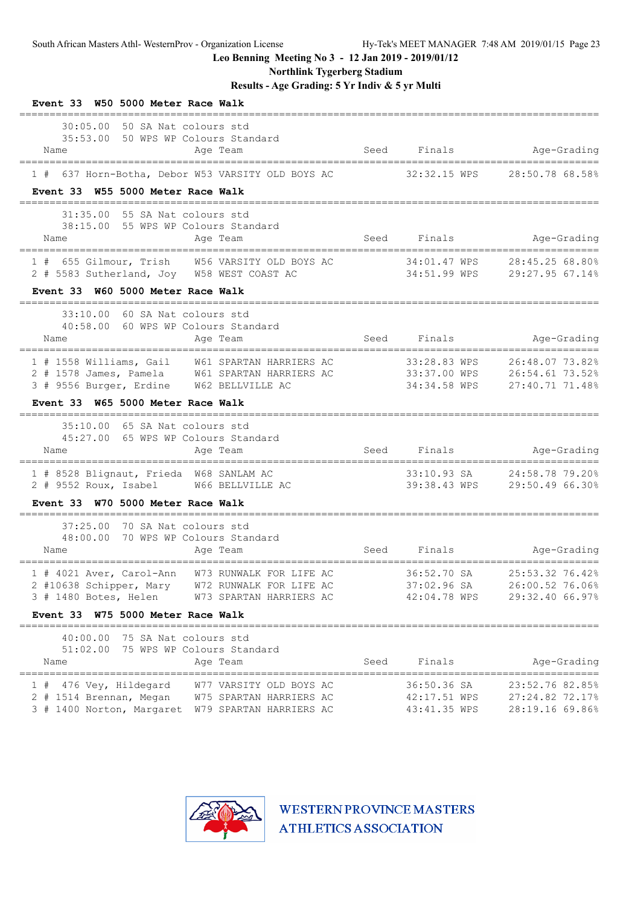Leo Benning Meeting No 3 - 12 Jan 2019 - 2019/01/12

Northlink Tygerberg Stadium

Results - Age Grading: 5 Yr Indiv & 5 yr Multi

**Event 33 W50 5000 Meter Race Walk**

30:05.00 50 SA Nat colours std
35:53.00 50 WPS WP Colours Standard

| Place | Name | Age | Team | Seed | Finals | | Age-Grading | |
|---|---|---|---|---|---|---|---|---|
| 1 # | 637 Horn-Botha, Debor | W53 | VARSITY OLD BOYS AC | | 32:32.15 | WPS | 28:50.78 | 68.58% |

**Event 33 W55 5000 Meter Race Walk**

31:35.00 55 SA Nat colours std
38:15.00 55 WPS WP Colours Standard

| Place | Name | Age | Team | Seed | Finals | | Age-Grading | |
|---|---|---|---|---|---|---|---|---|
| 1 # | 655 Gilmour, Trish | W56 | VARSITY OLD BOYS AC | | 34:01.47 | WPS | 28:45.25 | 68.80% |
| 2 # | 5583 Sutherland, Joy | W58 | WEST COAST AC | | 34:51.99 | WPS | 29:27.95 | 67.14% |

**Event 33 W60 5000 Meter Race Walk**

33:10.00 60 SA Nat colours std
40:58.00 60 WPS WP Colours Standard

| Place | Name | Age | Team | Seed | Finals | | Age-Grading | |
|---|---|---|---|---|---|---|---|---|
| 1 # | 1558 Williams, Gail | W61 | SPARTAN HARRIERS AC | | 33:28.83 | WPS | 26:48.07 | 73.82% |
| 2 # | 1578 James, Pamela | W61 | SPARTAN HARRIERS AC | | 33:37.00 | WPS | 26:54.61 | 73.52% |
| 3 # | 9556 Burger, Erdine | W62 | BELLVILLE AC | | 34:34.58 | WPS | 27:40.71 | 71.48% |

**Event 33 W65 5000 Meter Race Walk**

35:10.00 65 SA Nat colours std
45:27.00 65 WPS WP Colours Standard

| Place | Name | Age | Team | Seed | Finals | | Age-Grading | |
|---|---|---|---|---|---|---|---|---|
| 1 # | 8528 Blignaut, Frieda | W68 | SANLAM AC | | 33:10.93 | SA | 24:58.78 | 79.20% |
| 2 # | 9552 Roux, Isabel | W66 | BELLVILLE AC | | 39:38.43 | WPS | 29:50.49 | 66.30% |

**Event 33 W70 5000 Meter Race Walk**

37:25.00 70 SA Nat colours std
48:00.00 70 WPS WP Colours Standard

| Place | Name | Age | Team | Seed | Finals | | Age-Grading | |
|---|---|---|---|---|---|---|---|---|
| 1 # | 4021 Aver, Carol-Ann | W73 | RUNWALK FOR LIFE AC | | 36:52.70 | SA | 25:53.32 | 76.42% |
| 2 # | 10638 Schipper, Mary | W72 | RUNWALK FOR LIFE AC | | 37:02.96 | SA | 26:00.52 | 76.06% |
| 3 # | 1480 Botes, Helen | W73 | SPARTAN HARRIERS AC | | 42:04.78 | WPS | 29:32.40 | 66.97% |

**Event 33 W75 5000 Meter Race Walk**

40:00.00 75 SA Nat colours std
51:02.00 75 WPS WP Colours Standard

| Place | Name | Age | Team | Seed | Finals | | Age-Grading | |
|---|---|---|---|---|---|---|---|---|
| 1 # | 476 Vey, Hildegard | W77 | VARSITY OLD BOYS AC | | 36:50.36 | SA | 23:52.76 | 82.85% |
| 2 # | 1514 Brennan, Megan | W75 | SPARTAN HARRIERS AC | | 42:17.51 | WPS | 27:24.82 | 72.17% |
| 3 # | 1400 Norton, Margaret | W79 | SPARTAN HARRIERS AC | | 43:41.35 | WPS | 28:19.16 | 69.86% |

WESTERN PROVINCE MASTERS ATHLETICS ASSOCIATION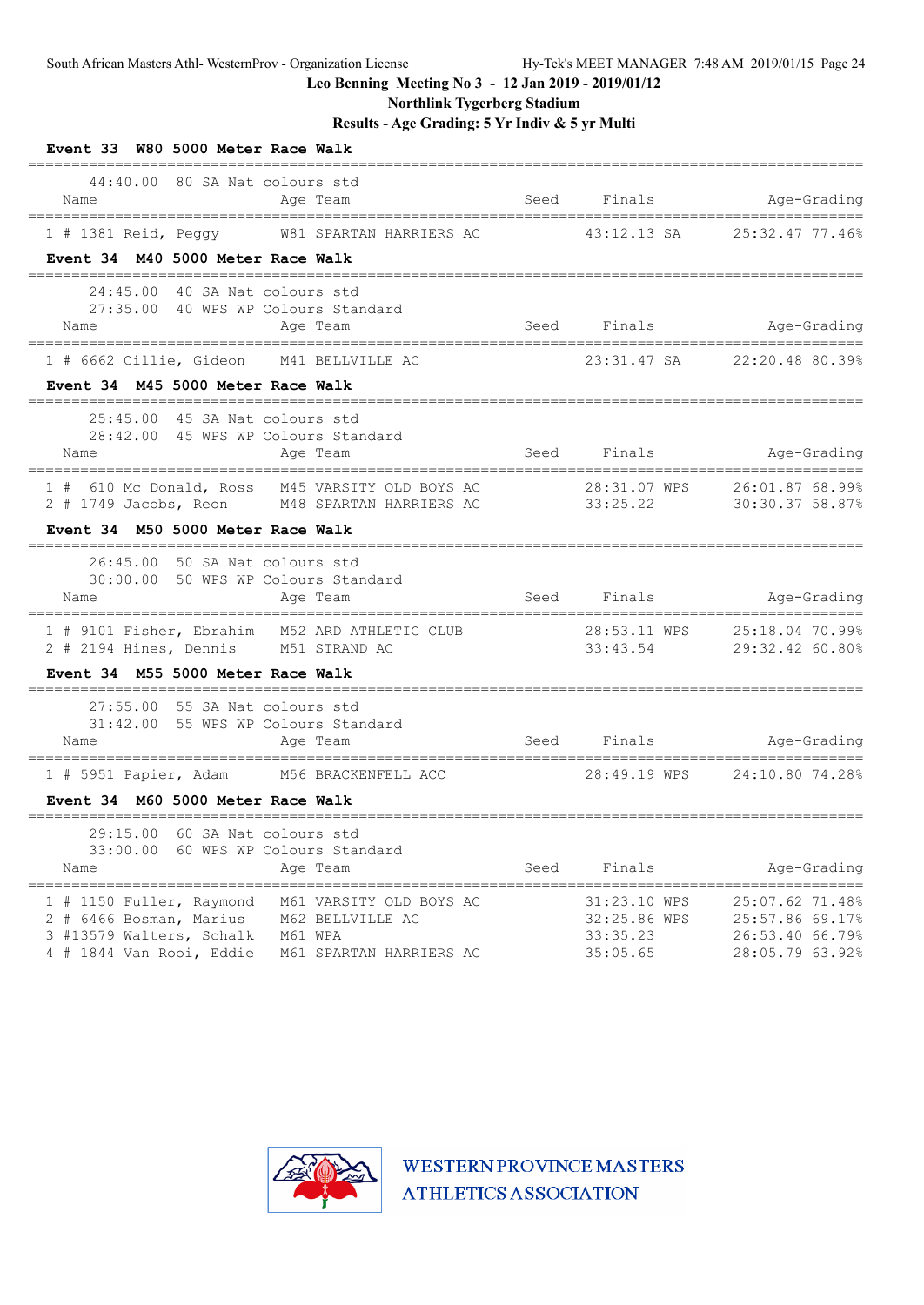South African Masters Athl- WesternProv - Organization License Hy-Tek's MEET MANAGER 7:48 AM 2019/01/15 Page 24

**Leo Benning Meeting No 3 - 12 Jan 2019 - 2019/01/12**

**Northlink Tygerberg Stadium**

**Results - Age Grading: 5 Yr Indiv & 5 yr Multi**

### Event 33 W80 5000 Meter Race Walk

44:40.00 80 SA Nat colours std

| | Name | Age | Team | Seed | Finals | | Age-Grading | |
|---|---|---|---|---|---|---|---|---|
| 1 # 1381 | Reid, Peggy | W81 | SPARTAN HARRIERS AC | | 43:12.13 | SA | 25:32.47 | 77.46% |

### Event 34 M40 5000 Meter Race Walk

24:45.00 40 SA Nat colours std
27:35.00 40 WPS WP Colours Standard

| | Name | Age | Team | Seed | Finals | | Age-Grading | |
|---|---|---|---|---|---|---|---|---|
| 1 # 6662 | Cillie, Gideon | M41 | BELLVILLE AC | | 23:31.47 | SA | 22:20.48 | 80.39% |

### Event 34 M45 5000 Meter Race Walk

25:45.00 45 SA Nat colours std
28:42.00 45 WPS WP Colours Standard

| | Name | Age | Team | Seed | Finals | | Age-Grading | |
|---|---|---|---|---|---|---|---|---|
| 1 # 610 | Mc Donald, Ross | M45 | VARSITY OLD BOYS AC | | 28:31.07 | WPS | 26:01.87 | 68.99% |
| 2 # 1749 | Jacobs, Reon | M48 | SPARTAN HARRIERS AC | | 33:25.22 | | 30:30.37 | 58.87% |

### Event 34 M50 5000 Meter Race Walk

26:45.00 50 SA Nat colours std
30:00.00 50 WPS WP Colours Standard

| | Name | Age | Team | Seed | Finals | | Age-Grading | |
|---|---|---|---|---|---|---|---|---|
| 1 # 9101 | Fisher, Ebrahim | M52 | ARD ATHLETIC CLUB | | 28:53.11 | WPS | 25:18.04 | 70.99% |
| 2 # 2194 | Hines, Dennis | M51 | STRAND AC | | 33:43.54 | | 29:32.42 | 60.80% |

### Event 34 M55 5000 Meter Race Walk

27:55.00 55 SA Nat colours std
31:42.00 55 WPS WP Colours Standard

| | Name | Age | Team | Seed | Finals | | Age-Grading | |
|---|---|---|---|---|---|---|---|---|
| 1 # 5951 | Papier, Adam | M56 | BRACKENFELL ACC | | 28:49.19 | WPS | 24:10.80 | 74.28% |

### Event 34 M60 5000 Meter Race Walk

29:15.00 60 SA Nat colours std
33:00.00 60 WPS WP Colours Standard

| | Name | Age | Team | Seed | Finals | | Age-Grading | |
|---|---|---|---|---|---|---|---|---|
| 1 # 1150 | Fuller, Raymond | M61 | VARSITY OLD BOYS AC | | 31:23.10 | WPS | 25:07.62 | 71.48% |
| 2 # 6466 | Bosman, Marius | M62 | BELLVILLE AC | | 32:25.86 | WPS | 25:57.86 | 69.17% |
| 3 #13579 | Walters, Schalk | M61 | WPA | | 33:35.23 | | 26:53.40 | 66.79% |
| 4 # 1844 | Van Rooi, Eddie | M61 | SPARTAN HARRIERS AC | | 35:05.65 | | 28:05.79 | 63.92% |

WESTERN PROVINCE MASTERS ATHLETICS ASSOCIATION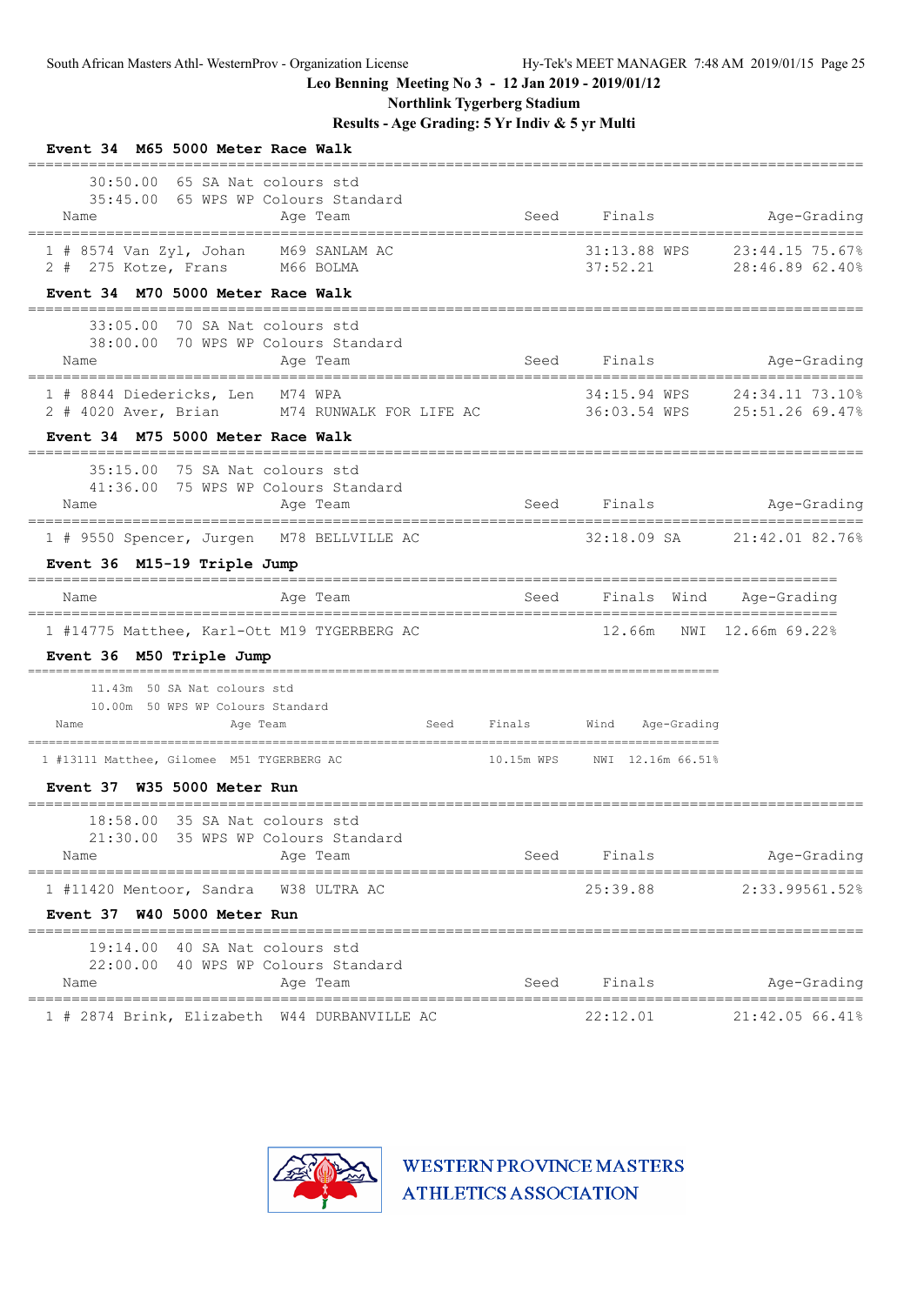Leo Benning Meeting No 3 - 12 Jan 2019 - 2019/01/12

Northlink Tygerberg Stadium

Results - Age Grading: 5 Yr Indiv & 5 yr Multi

**Event 34 M65 5000 Meter Race Walk**

30:50.00 65 SA Nat colours std
35:45.00 65 WPS WP Colours Standard

| | Name | Age | Team | Seed | Finals | | Age-Grading | |
|---|---|---|---|---|---|---|---|---|
| 1 # | 8574 Van Zyl, Johan | M69 | SANLAM AC | | 31:13.88 | WPS | 23:44.15 | 75.67% |
| 2 # | 275 Kotze, Frans | M66 | BOLMA | | 37:52.21 | | 28:46.89 | 62.40% |

**Event 34 M70 5000 Meter Race Walk**

33:05.00 70 SA Nat colours std
38:00.00 70 WPS WP Colours Standard

| | Name | Age | Team | Seed | Finals | | Age-Grading | |
|---|---|---|---|---|---|---|---|---|
| 1 # | 8844 Diedericks, Len | M74 | WPA | | 34:15.94 | WPS | 24:34.11 | 73.10% |
| 2 # | 4020 Aver, Brian | M74 | RUNWALK FOR LIFE AC | | 36:03.54 | WPS | 25:51.26 | 69.47% |

**Event 34 M75 5000 Meter Race Walk**

35:15.00 75 SA Nat colours std
41:36.00 75 WPS WP Colours Standard

| | Name | Age | Team | Seed | Finals | | Age-Grading | |
|---|---|---|---|---|---|---|---|---|
| 1 # | 9550 Spencer, Jurgen | M78 | BELLVILLE AC | | 32:18.09 | SA | 21:42.01 | 82.76% |

**Event 36 M15-19 Triple Jump**

| | Name | Age | Team | Seed | Finals | Wind | Age-Grading | |
|---|---|---|---|---|---|---|---|---|
| 1 | #14775 Matthee, Karl-Ott | M19 | TYGERBERG AC | | 12.66m | NWI | 12.66m | 69.22% |

**Event 36 M50 Triple Jump**

11.43m 50 SA Nat colours std
10.00m 50 WPS WP Colours Standard

| | Name | Age | Team | Seed | Finals | | Wind | Age-Grading | |
|---|---|---|---|---|---|---|---|---|---|
| 1 | #13111 Matthee, Gilomee | M51 | TYGERBERG AC | | 10.15m | WPS | NWI | 12.16m | 66.51% |

**Event 37 W35 5000 Meter Run**

18:58.00 35 SA Nat colours std
21:30.00 35 WPS WP Colours Standard

| | Name | Age | Team | Seed | Finals | Age-Grading | |
|---|---|---|---|---|---|---|---|
| 1 | #11420 Mentoor, Sandra | W38 | ULTRA AC | | 25:39.88 | 2:33.995 | 61.52% |

**Event 37 W40 5000 Meter Run**

19:14.00 40 SA Nat colours std
22:00.00 40 WPS WP Colours Standard

| | Name | Age | Team | Seed | Finals | Age-Grading | |
|---|---|---|---|---|---|---|---|
| 1 # | 2874 Brink, Elizabeth | W44 | DURBANVILLE AC | | 22:12.01 | 21:42.05 | 66.41% |

WESTERN PROVINCE MASTERS ATHLETICS ASSOCIATION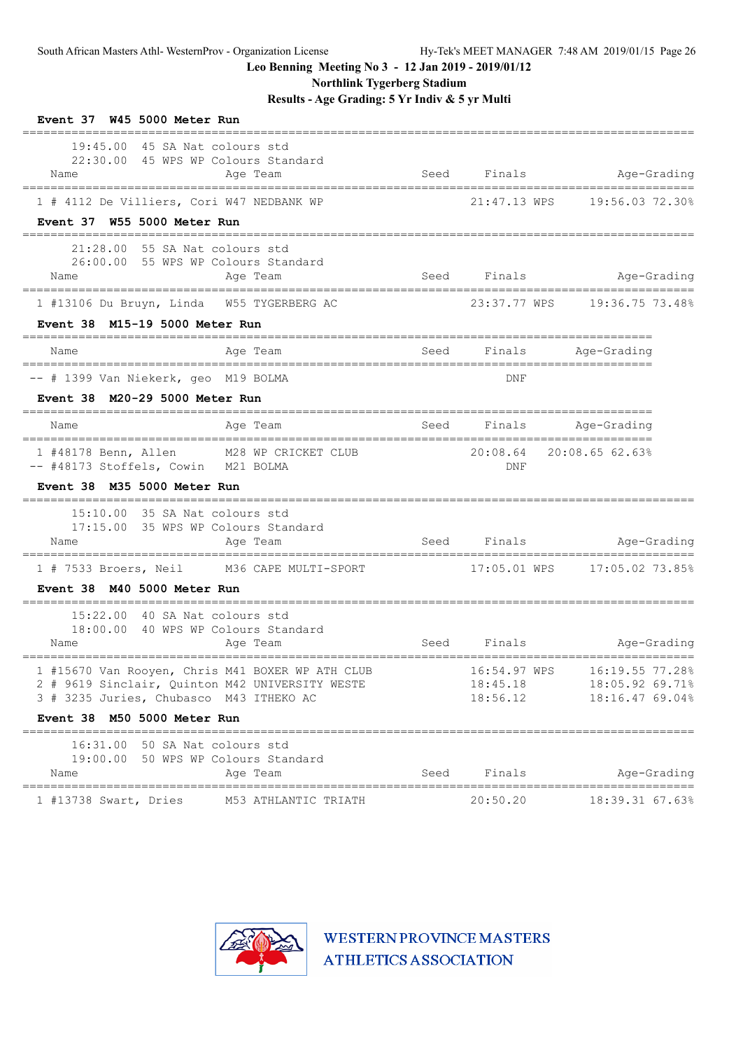Leo Benning Meeting No 3 - 12 Jan 2019 - 2019/01/12

Northlink Tygerberg Stadium

Results - Age Grading: 5 Yr Indiv & 5 yr Multi

**Event 37 W45 5000 Meter Run**

19:45.00 45 SA Nat colours std
22:30.00 45 WPS WP Colours Standard

| | Name | Age | Team | Seed | Finals | | Age-Grading | |
|---|---|---|---|---|---|---|---|---|
| 1 | # 4112 De Villiers, Cori | W47 | NEDBANK WP | | 21:47.13 | WPS | 19:56.03 | 72.30% |

**Event 37 W55 5000 Meter Run**

21:28.00 55 SA Nat colours std
26:00.00 55 WPS WP Colours Standard

| | Name | Age | Team | Seed | Finals | | Age-Grading | |
|---|---|---|---|---|---|---|---|---|
| 1 | #13106 Du Bruyn, Linda | W55 | TYGERBERG AC | | 23:37.77 | WPS | 19:36.75 | 73.48% |

**Event 38 M15-19 5000 Meter Run**

| | Name | Age | Team | Seed | Finals | Age-Grading |
|---|---|---|---|---|---|---|
| -- | # 1399 Van Niekerk, geo | M19 | BOLMA | | DNF | |

**Event 38 M20-29 5000 Meter Run**

| | Name | Age | Team | Seed | Finals | Age-Grading | |
|---|---|---|---|---|---|---|---|
| 1 | #48178 Benn, Allen | M28 | WP CRICKET CLUB | | 20:08.64 | 20:08.65 | 62.63% |
| -- | #48173 Stoffels, Cowin | M21 | BOLMA | | DNF | | |

**Event 38 M35 5000 Meter Run**

15:10.00 35 SA Nat colours std
17:15.00 35 WPS WP Colours Standard

| | Name | Age | Team | Seed | Finals | | Age-Grading | |
|---|---|---|---|---|---|---|---|---|
| 1 | # 7533 Broers, Neil | M36 | CAPE MULTI-SPORT | | 17:05.01 | WPS | 17:05.02 | 73.85% |

**Event 38 M40 5000 Meter Run**

15:22.00 40 SA Nat colours std
18:00.00 40 WPS WP Colours Standard

| | Name | Age | Team | Seed | Finals | | Age-Grading | |
|---|---|---|---|---|---|---|---|---|
| 1 | #15670 Van Rooyen, Chris | M41 | BOXER WP ATH CLUB | | 16:54.97 | WPS | 16:19.55 | 77.28% |
| 2 | # 9619 Sinclair, Quinton | M42 | UNIVERSITY WESTE | | 18:45.18 | | 18:05.92 | 69.71% |
| 3 | # 3235 Juries, Chubasco | M43 | ITHEKO AC | | 18:56.12 | | 18:16.47 | 69.04% |

**Event 38 M50 5000 Meter Run**

16:31.00 50 SA Nat colours std
19:00.00 50 WPS WP Colours Standard

| | Name | Age | Team | Seed | Finals | Age-Grading | |
|---|---|---|---|---|---|---|---|
| 1 | #13738 Swart, Dries | M53 | ATHLANTIC TRIATH | | 20:50.20 | 18:39.31 | 67.63% |

WESTERN PROVINCE MASTERS ATHLETICS ASSOCIATION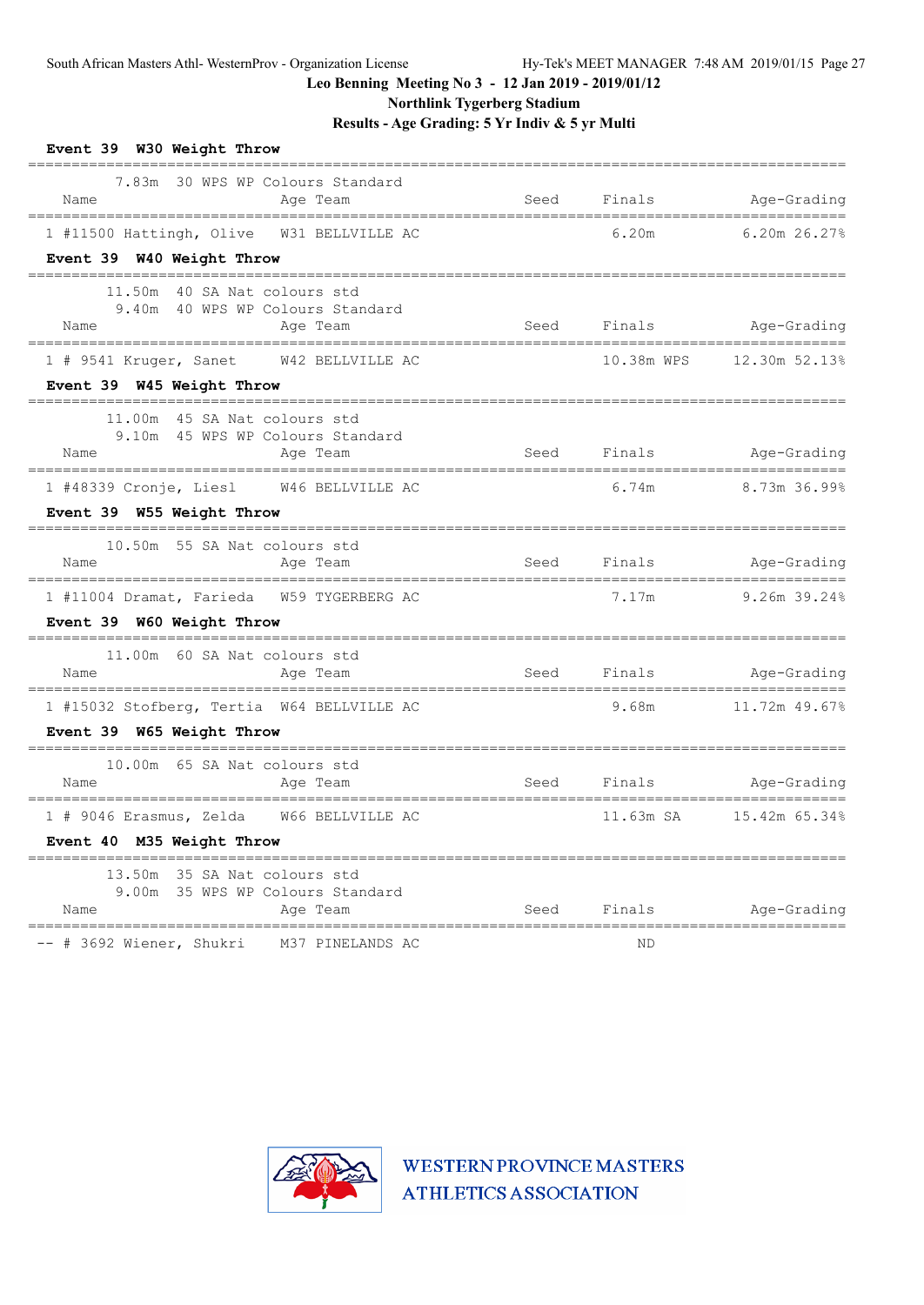Leo Benning Meeting No 3 - 12 Jan 2019 - 2019/01/12

Northlink Tygerberg Stadium

Results - Age Grading: 5 Yr Indiv & 5 yr Multi

### Event 39 W30 Weight Throw

7.83m 30 WPS WP Colours Standard

| Place | Name | Age | Team | Seed | Finals | Age-Grading |
|---|---|---|---|---|---|---|
| 1 | #11500 Hattingh, Olive | W31 | BELLVILLE AC | | 6.20m | 6.20m 26.27% |

### Event 39 W40 Weight Throw

11.50m 40 SA Nat colours std
9.40m 40 WPS WP Colours Standard

| Place | Name | Age | Team | Seed | Finals | Age-Grading |
|---|---|---|---|---|---|---|
| 1 | # 9541 Kruger, Sanet | W42 | BELLVILLE AC | | 10.38m WPS | 12.30m 52.13% |

### Event 39 W45 Weight Throw

11.00m 45 SA Nat colours std
9.10m 45 WPS WP Colours Standard

| Place | Name | Age | Team | Seed | Finals | Age-Grading |
|---|---|---|---|---|---|---|
| 1 | #48339 Cronje, Liesl | W46 | BELLVILLE AC | | 6.74m | 8.73m 36.99% |

### Event 39 W55 Weight Throw

10.50m 55 SA Nat colours std

| Place | Name | Age | Team | Seed | Finals | Age-Grading |
|---|---|---|---|---|---|---|
| 1 | #11004 Dramat, Farieda | W59 | TYGERBERG AC | | 7.17m | 9.26m 39.24% |

### Event 39 W60 Weight Throw

11.00m 60 SA Nat colours std

| Place | Name | Age | Team | Seed | Finals | Age-Grading |
|---|---|---|---|---|---|---|
| 1 | #15032 Stofberg, Tertia | W64 | BELLVILLE AC | | 9.68m | 11.72m 49.67% |

### Event 39 W65 Weight Throw

10.00m 65 SA Nat colours std

| Place | Name | Age | Team | Seed | Finals | Age-Grading |
|---|---|---|---|---|---|---|
| 1 | # 9046 Erasmus, Zelda | W66 | BELLVILLE AC | | 11.63m SA | 15.42m 65.34% |

### Event 40 M35 Weight Throw

13.50m 35 SA Nat colours std
9.00m 35 WPS WP Colours Standard

| Place | Name | Age | Team | Seed | Finals | Age-Grading |
|---|---|---|---|---|---|---|
| -- | # 3692 Wiener, Shukri | M37 | PINELANDS AC | | ND | |

WESTERN PROVINCE MASTERS ATHLETICS ASSOCIATION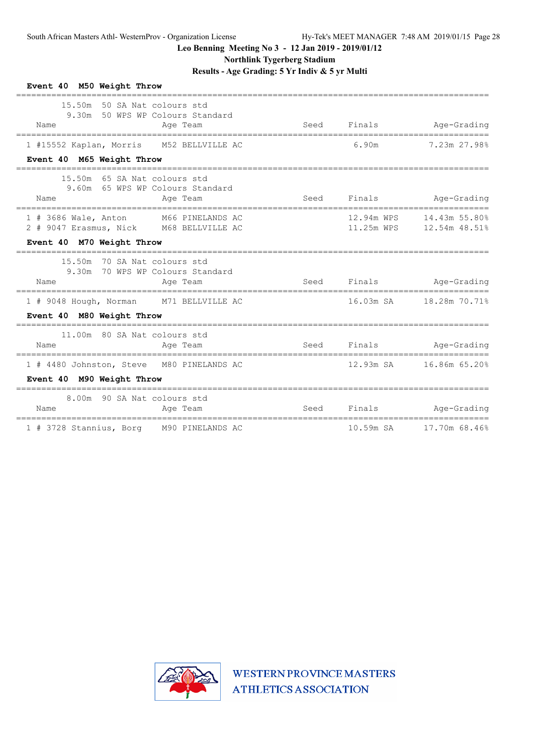Leo Benning Meeting No 3 - 12 Jan 2019 - 2019/01/12
Northlink Tygerberg Stadium
Results - Age Grading: 5 Yr Indiv & 5 yr Multi

**Event 40 M50 Weight Throw**

15.50m 50 SA Nat colours std
9.30m 50 WPS WP Colours Standard

| Name | Age | Team | Seed | Finals | Age-Grading |
|---|---|---|---|---|---|
| 1 #15552 Kaplan, Morris | M52 | BELLVILLE AC | | 6.90m | 7.23m 27.98% |

**Event 40 M65 Weight Throw**

15.50m 65 SA Nat colours std
9.60m 65 WPS WP Colours Standard

| Name | Age | Team | Seed | Finals | Age-Grading |
|---|---|---|---|---|---|
| 1 # 3686 Wale, Anton | M66 | PINELANDS AC | | 12.94m WPS | 14.43m 55.80% |
| 2 # 9047 Erasmus, Nick | M68 | BELLVILLE AC | | 11.25m WPS | 12.54m 48.51% |

**Event 40 M70 Weight Throw**

15.50m 70 SA Nat colours std
9.30m 70 WPS WP Colours Standard

| Name | Age | Team | Seed | Finals | Age-Grading |
|---|---|---|---|---|---|
| 1 # 9048 Hough, Norman | M71 | BELLVILLE AC | | 16.03m SA | 18.28m 70.71% |

**Event 40 M80 Weight Throw**

11.00m 80 SA Nat colours std

| Name | Age | Team | Seed | Finals | Age-Grading |
|---|---|---|---|---|---|
| 1 # 4480 Johnston, Steve | M80 | PINELANDS AC | | 12.93m SA | 16.86m 65.20% |

**Event 40 M90 Weight Throw**

8.00m 90 SA Nat colours std

| Name | Age | Team | Seed | Finals | Age-Grading |
|---|---|---|---|---|---|
| 1 # 3728 Stannius, Borg | M90 | PINELANDS AC | | 10.59m SA | 17.70m 68.46% |

WESTERN PROVINCE MASTERS ATHLETICS ASSOCIATION